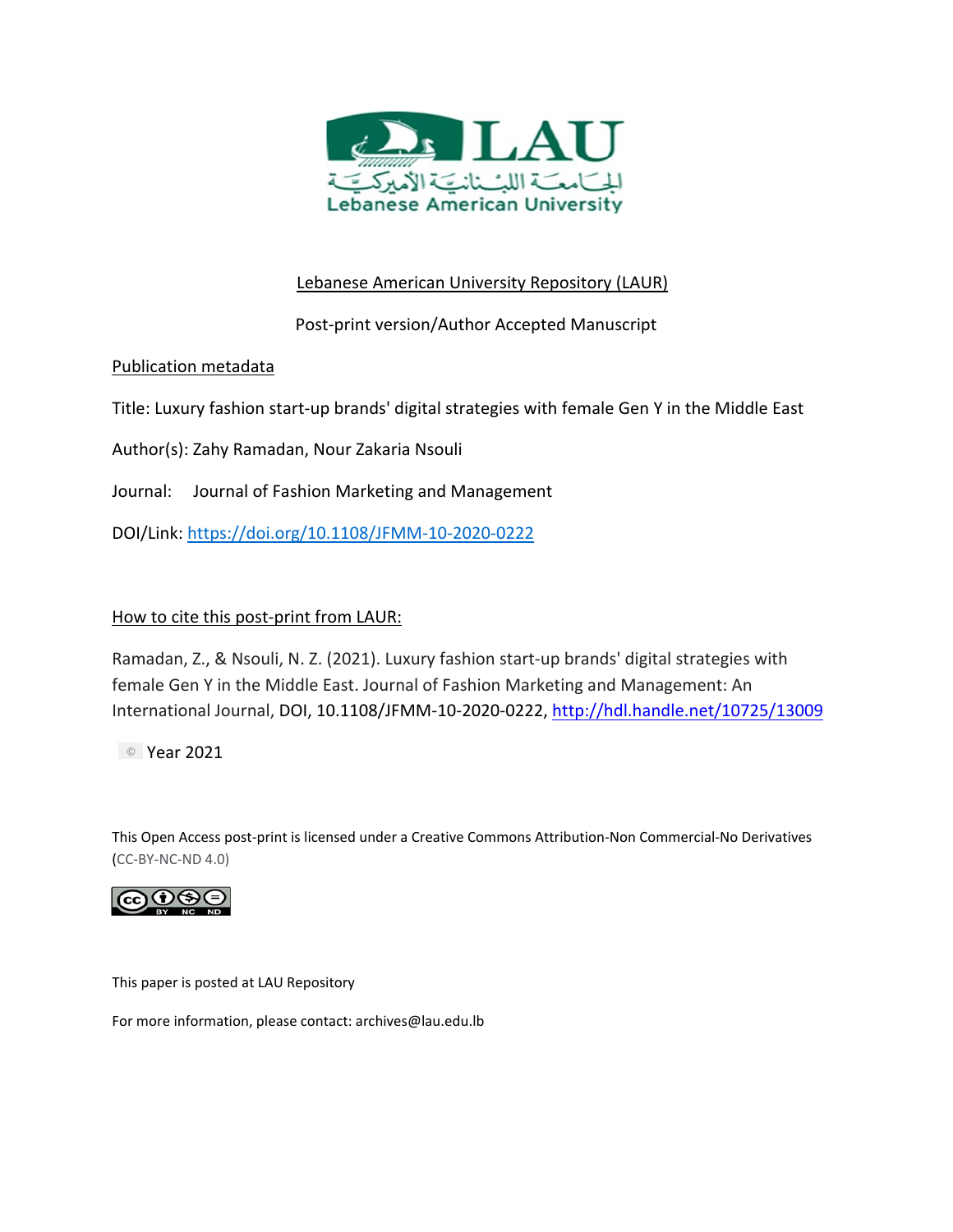LAU

الجامعة اللبنانية الأميركية

Lebanese American University

Lebanese American University Repository (LAUR)

Post-print version/Author Accepted Manuscript

Publication metadata

Title: Luxury fashion start-up brands' digital strategies with female Gen Y in the Middle East

Author(s): Zahy Ramadan, Nour Zakaria Nsouli

Journal: Journal of Fashion Marketing and Management

DOI/Link: https://doi.org/10.1108/JFMM-10-2020-0222

How to cite this post-print from LAUR:

Ramadan, Z., & Nsouli, N. Z. (2021). Luxury fashion start-up brands' digital strategies with female Gen Y in the Middle East. Journal of Fashion Marketing and Management: An International Journal, DOI, 10.1108/JFMM-10-2020-0222, http://hdl.handle.net/10725/13009

© Year 2021

This Open Access post-print is licensed under a Creative Commons Attribution-Non Commercial-No Derivatives (CC-BY-NC-ND 4.0)

This paper is posted at LAU Repository

For more information, please contact: archives@lau.edu.lb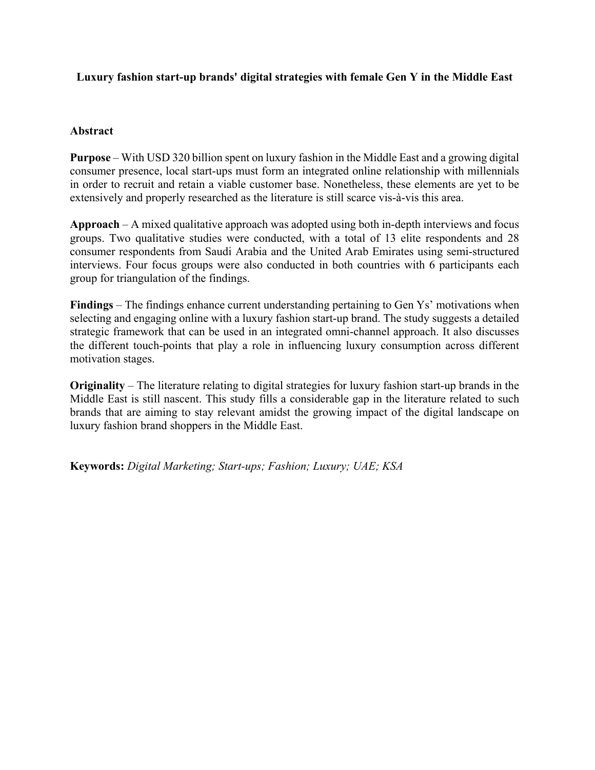# Luxury fashion start-up brands' digital strategies with female Gen Y in the Middle East

## Abstract

**Purpose** – With USD 320 billion spent on luxury fashion in the Middle East and a growing digital consumer presence, local start-ups must form an integrated online relationship with millennials in order to recruit and retain a viable customer base. Nonetheless, these elements are yet to be extensively and properly researched as the literature is still scarce vis-à-vis this area.

**Approach** – A mixed qualitative approach was adopted using both in-depth interviews and focus groups. Two qualitative studies were conducted, with a total of 13 elite respondents and 28 consumer respondents from Saudi Arabia and the United Arab Emirates using semi-structured interviews. Four focus groups were also conducted in both countries with 6 participants each group for triangulation of the findings.

**Findings** – The findings enhance current understanding pertaining to Gen Ys' motivations when selecting and engaging online with a luxury fashion start-up brand. The study suggests a detailed strategic framework that can be used in an integrated omni-channel approach. It also discusses the different touch-points that play a role in influencing luxury consumption across different motivation stages.

**Originality** – The literature relating to digital strategies for luxury fashion start-up brands in the Middle East is still nascent. This study fills a considerable gap in the literature related to such brands that are aiming to stay relevant amidst the growing impact of the digital landscape on luxury fashion brand shoppers in the Middle East.

**Keywords:** *Digital Marketing; Start-ups; Fashion; Luxury; UAE; KSA*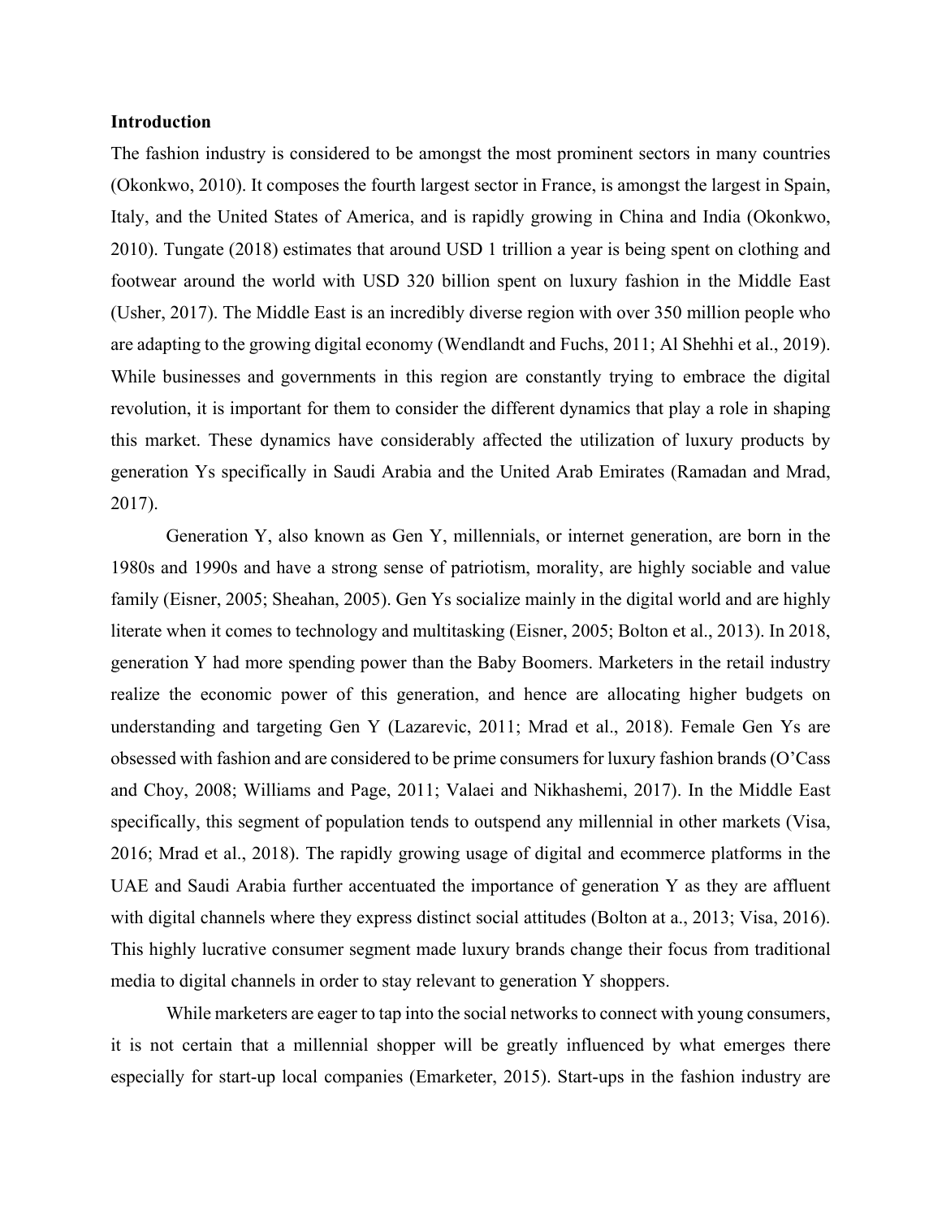**Introduction**

The fashion industry is considered to be amongst the most prominent sectors in many countries (Okonkwo, 2010). It composes the fourth largest sector in France, is amongst the largest in Spain, Italy, and the United States of America, and is rapidly growing in China and India (Okonkwo, 2010). Tungate (2018) estimates that around USD 1 trillion a year is being spent on clothing and footwear around the world with USD 320 billion spent on luxury fashion in the Middle East (Usher, 2017). The Middle East is an incredibly diverse region with over 350 million people who are adapting to the growing digital economy (Wendlandt and Fuchs, 2011; Al Shehhi et al., 2019). While businesses and governments in this region are constantly trying to embrace the digital revolution, it is important for them to consider the different dynamics that play a role in shaping this market. These dynamics have considerably affected the utilization of luxury products by generation Ys specifically in Saudi Arabia and the United Arab Emirates (Ramadan and Mrad, 2017).

Generation Y, also known as Gen Y, millennials, or internet generation, are born in the 1980s and 1990s and have a strong sense of patriotism, morality, are highly sociable and value family (Eisner, 2005; Sheahan, 2005). Gen Ys socialize mainly in the digital world and are highly literate when it comes to technology and multitasking (Eisner, 2005; Bolton et al., 2013). In 2018, generation Y had more spending power than the Baby Boomers. Marketers in the retail industry realize the economic power of this generation, and hence are allocating higher budgets on understanding and targeting Gen Y (Lazarevic, 2011; Mrad et al., 2018). Female Gen Ys are obsessed with fashion and are considered to be prime consumers for luxury fashion brands (O'Cass and Choy, 2008; Williams and Page, 2011; Valaei and Nikhashemi, 2017). In the Middle East specifically, this segment of population tends to outspend any millennial in other markets (Visa, 2016; Mrad et al., 2018). The rapidly growing usage of digital and ecommerce platforms in the UAE and Saudi Arabia further accentuated the importance of generation Y as they are affluent with digital channels where they express distinct social attitudes (Bolton at a., 2013; Visa, 2016). This highly lucrative consumer segment made luxury brands change their focus from traditional media to digital channels in order to stay relevant to generation Y shoppers.

While marketers are eager to tap into the social networks to connect with young consumers, it is not certain that a millennial shopper will be greatly influenced by what emerges there especially for start-up local companies (Emarketer, 2015). Start-ups in the fashion industry are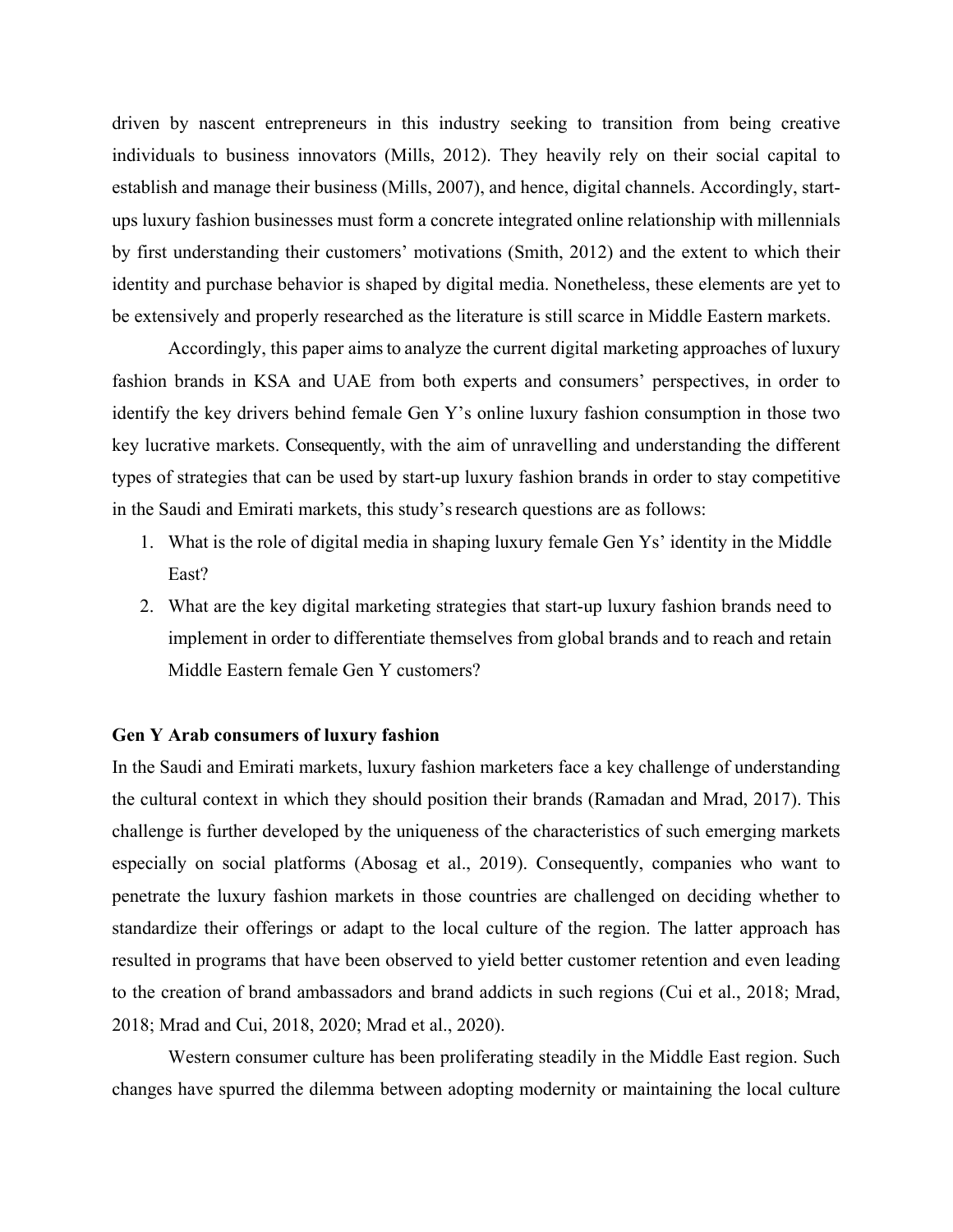driven by nascent entrepreneurs in this industry seeking to transition from being creative individuals to business innovators (Mills, 2012). They heavily rely on their social capital to establish and manage their business (Mills, 2007), and hence, digital channels. Accordingly, start-ups luxury fashion businesses must form a concrete integrated online relationship with millennials by first understanding their customers' motivations (Smith, 2012) and the extent to which their identity and purchase behavior is shaped by digital media. Nonetheless, these elements are yet to be extensively and properly researched as the literature is still scarce in Middle Eastern markets.

Accordingly, this paper aims to analyze the current digital marketing approaches of luxury fashion brands in KSA and UAE from both experts and consumers' perspectives, in order to identify the key drivers behind female Gen Y's online luxury fashion consumption in those two key lucrative markets. Consequently, with the aim of unravelling and understanding the different types of strategies that can be used by start-up luxury fashion brands in order to stay competitive in the Saudi and Emirati markets, this study's research questions are as follows:

1. What is the role of digital media in shaping luxury female Gen Ys' identity in the Middle East?
2. What are the key digital marketing strategies that start-up luxury fashion brands need to implement in order to differentiate themselves from global brands and to reach and retain Middle Eastern female Gen Y customers?

## Gen Y Arab consumers of luxury fashion

In the Saudi and Emirati markets, luxury fashion marketers face a key challenge of understanding the cultural context in which they should position their brands (Ramadan and Mrad, 2017). This challenge is further developed by the uniqueness of the characteristics of such emerging markets especially on social platforms (Abosag et al., 2019). Consequently, companies who want to penetrate the luxury fashion markets in those countries are challenged on deciding whether to standardize their offerings or adapt to the local culture of the region. The latter approach has resulted in programs that have been observed to yield better customer retention and even leading to the creation of brand ambassadors and brand addicts in such regions (Cui et al., 2018; Mrad, 2018; Mrad and Cui, 2018, 2020; Mrad et al., 2020).

Western consumer culture has been proliferating steadily in the Middle East region. Such changes have spurred the dilemma between adopting modernity or maintaining the local culture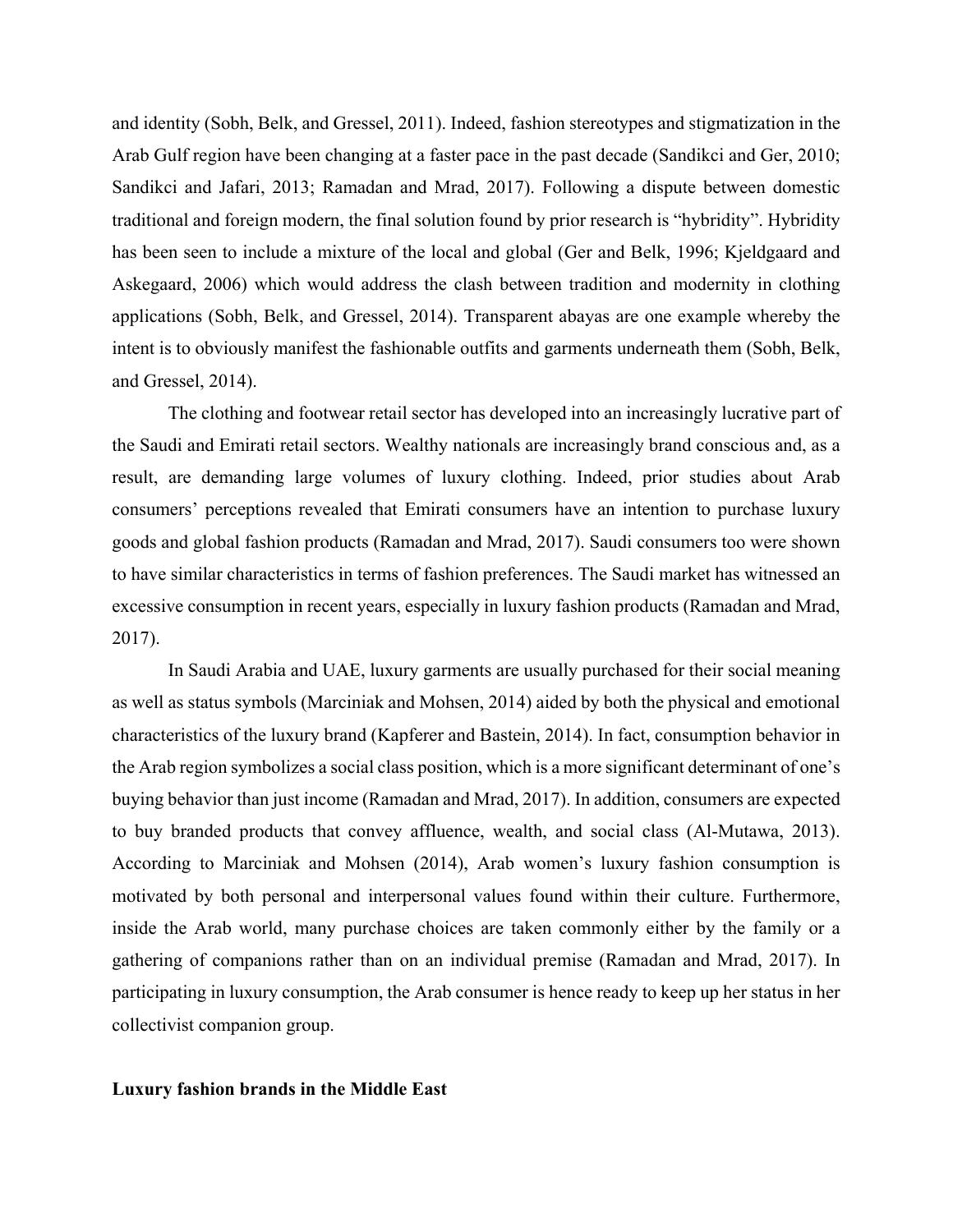and identity (Sobh, Belk, and Gressel, 2011). Indeed, fashion stereotypes and stigmatization in the Arab Gulf region have been changing at a faster pace in the past decade (Sandikci and Ger, 2010; Sandikci and Jafari, 2013; Ramadan and Mrad, 2017). Following a dispute between domestic traditional and foreign modern, the final solution found by prior research is "hybridity". Hybridity has been seen to include a mixture of the local and global (Ger and Belk, 1996; Kjeldgaard and Askegaard, 2006) which would address the clash between tradition and modernity in clothing applications (Sobh, Belk, and Gressel, 2014). Transparent abayas are one example whereby the intent is to obviously manifest the fashionable outfits and garments underneath them (Sobh, Belk, and Gressel, 2014).

The clothing and footwear retail sector has developed into an increasingly lucrative part of the Saudi and Emirati retail sectors. Wealthy nationals are increasingly brand conscious and, as a result, are demanding large volumes of luxury clothing. Indeed, prior studies about Arab consumers' perceptions revealed that Emirati consumers have an intention to purchase luxury goods and global fashion products (Ramadan and Mrad, 2017). Saudi consumers too were shown to have similar characteristics in terms of fashion preferences. The Saudi market has witnessed an excessive consumption in recent years, especially in luxury fashion products (Ramadan and Mrad, 2017).

In Saudi Arabia and UAE, luxury garments are usually purchased for their social meaning as well as status symbols (Marciniak and Mohsen, 2014) aided by both the physical and emotional characteristics of the luxury brand (Kapferer and Bastein, 2014). In fact, consumption behavior in the Arab region symbolizes a social class position, which is a more significant determinant of one's buying behavior than just income (Ramadan and Mrad, 2017). In addition, consumers are expected to buy branded products that convey affluence, wealth, and social class (Al-Mutawa, 2013). According to Marciniak and Mohsen (2014), Arab women's luxury fashion consumption is motivated by both personal and interpersonal values found within their culture. Furthermore, inside the Arab world, many purchase choices are taken commonly either by the family or a gathering of companions rather than on an individual premise (Ramadan and Mrad, 2017). In participating in luxury consumption, the Arab consumer is hence ready to keep up her status in her collectivist companion group.

**Luxury fashion brands in the Middle East**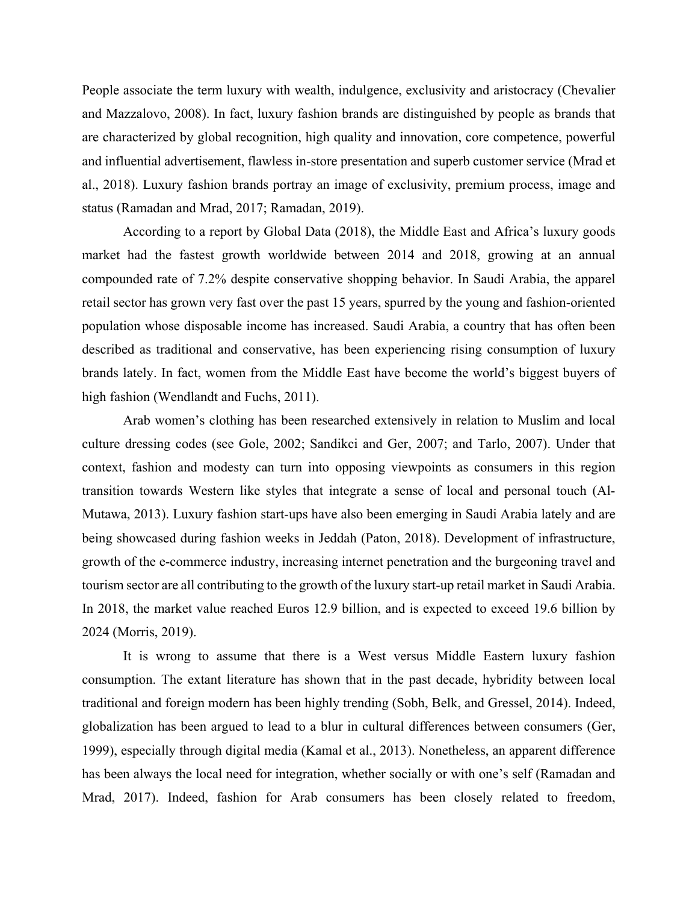People associate the term luxury with wealth, indulgence, exclusivity and aristocracy (Chevalier and Mazzalovo, 2008). In fact, luxury fashion brands are distinguished by people as brands that are characterized by global recognition, high quality and innovation, core competence, powerful and influential advertisement, flawless in-store presentation and superb customer service (Mrad et al., 2018). Luxury fashion brands portray an image of exclusivity, premium process, image and status (Ramadan and Mrad, 2017; Ramadan, 2019).

According to a report by Global Data (2018), the Middle East and Africa's luxury goods market had the fastest growth worldwide between 2014 and 2018, growing at an annual compounded rate of 7.2% despite conservative shopping behavior. In Saudi Arabia, the apparel retail sector has grown very fast over the past 15 years, spurred by the young and fashion-oriented population whose disposable income has increased. Saudi Arabia, a country that has often been described as traditional and conservative, has been experiencing rising consumption of luxury brands lately. In fact, women from the Middle East have become the world's biggest buyers of high fashion (Wendlandt and Fuchs, 2011).

Arab women's clothing has been researched extensively in relation to Muslim and local culture dressing codes (see Gole, 2002; Sandikci and Ger, 2007; and Tarlo, 2007). Under that context, fashion and modesty can turn into opposing viewpoints as consumers in this region transition towards Western like styles that integrate a sense of local and personal touch (Al-Mutawa, 2013). Luxury fashion start-ups have also been emerging in Saudi Arabia lately and are being showcased during fashion weeks in Jeddah (Paton, 2018). Development of infrastructure, growth of the e-commerce industry, increasing internet penetration and the burgeoning travel and tourism sector are all contributing to the growth of the luxury start-up retail market in Saudi Arabia. In 2018, the market value reached Euros 12.9 billion, and is expected to exceed 19.6 billion by 2024 (Morris, 2019).

It is wrong to assume that there is a West versus Middle Eastern luxury fashion consumption. The extant literature has shown that in the past decade, hybridity between local traditional and foreign modern has been highly trending (Sobh, Belk, and Gressel, 2014). Indeed, globalization has been argued to lead to a blur in cultural differences between consumers (Ger, 1999), especially through digital media (Kamal et al., 2013). Nonetheless, an apparent difference has been always the local need for integration, whether socially or with one's self (Ramadan and Mrad, 2017). Indeed, fashion for Arab consumers has been closely related to freedom,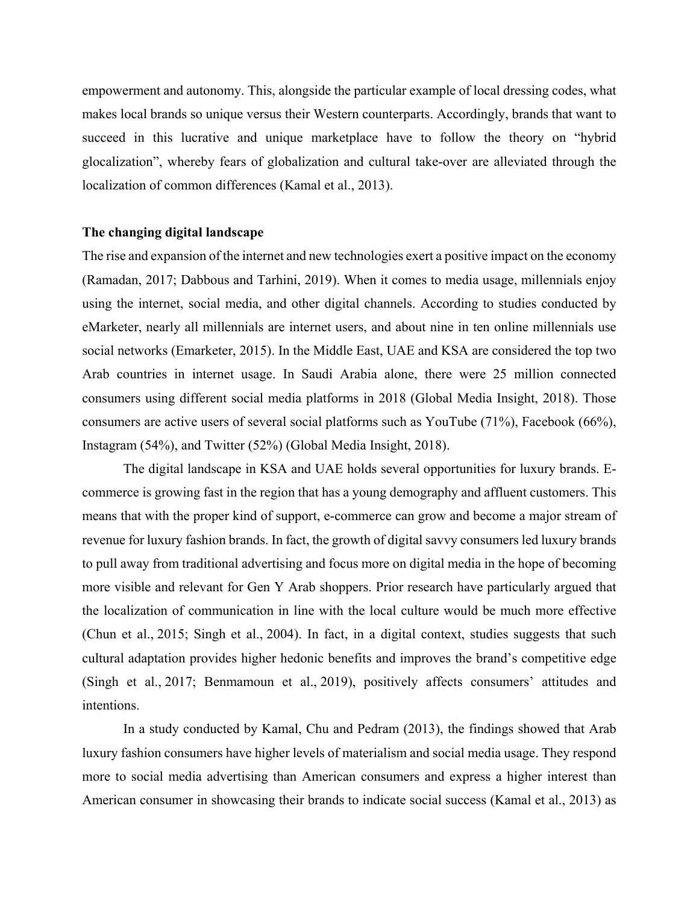empowerment and autonomy. This, alongside the particular example of local dressing codes, what makes local brands so unique versus their Western counterparts. Accordingly, brands that want to succeed in this lucrative and unique marketplace have to follow the theory on "hybrid glocalization", whereby fears of globalization and cultural take-over are alleviated through the localization of common differences (Kamal et al., 2013).

**The changing digital landscape**

The rise and expansion of the internet and new technologies exert a positive impact on the economy (Ramadan, 2017; Dabbous and Tarhini, 2019). When it comes to media usage, millennials enjoy using the internet, social media, and other digital channels. According to studies conducted by eMarketer, nearly all millennials are internet users, and about nine in ten online millennials use social networks (Emarketer, 2015). In the Middle East, UAE and KSA are considered the top two Arab countries in internet usage. In Saudi Arabia alone, there were 25 million connected consumers using different social media platforms in 2018 (Global Media Insight, 2018). Those consumers are active users of several social platforms such as YouTube (71%), Facebook (66%), Instagram (54%), and Twitter (52%) (Global Media Insight, 2018).

The digital landscape in KSA and UAE holds several opportunities for luxury brands. E-commerce is growing fast in the region that has a young demography and affluent customers. This means that with the proper kind of support, e-commerce can grow and become a major stream of revenue for luxury fashion brands. In fact, the growth of digital savvy consumers led luxury brands to pull away from traditional advertising and focus more on digital media in the hope of becoming more visible and relevant for Gen Y Arab shoppers. Prior research have particularly argued that the localization of communication in line with the local culture would be much more effective (Chun et al., 2015; Singh et al., 2004). In fact, in a digital context, studies suggests that such cultural adaptation provides higher hedonic benefits and improves the brand's competitive edge (Singh et al., 2017; Benmamoun et al., 2019), positively affects consumers' attitudes and intentions.

In a study conducted by Kamal, Chu and Pedram (2013), the findings showed that Arab luxury fashion consumers have higher levels of materialism and social media usage. They respond more to social media advertising than American consumers and express a higher interest than American consumer in showcasing their brands to indicate social success (Kamal et al., 2013) as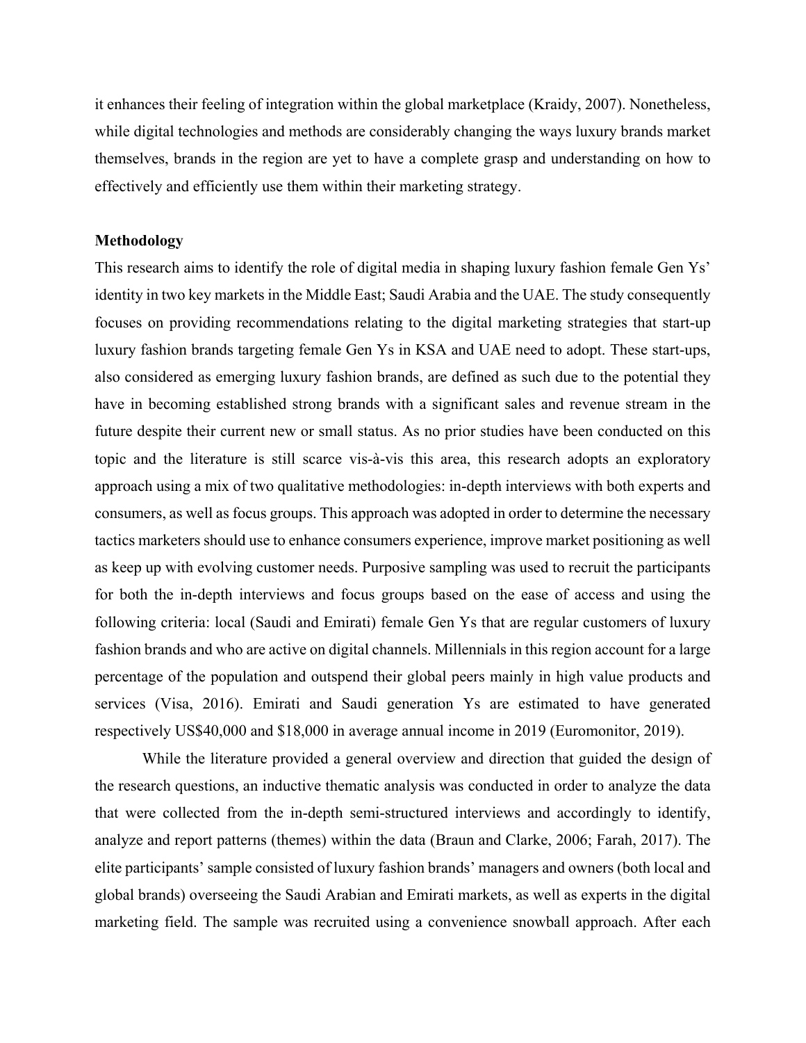it enhances their feeling of integration within the global marketplace (Kraidy, 2007). Nonetheless, while digital technologies and methods are considerably changing the ways luxury brands market themselves, brands in the region are yet to have a complete grasp and understanding on how to effectively and efficiently use them within their marketing strategy.

**Methodology**

This research aims to identify the role of digital media in shaping luxury fashion female Gen Ys' identity in two key markets in the Middle East; Saudi Arabia and the UAE. The study consequently focuses on providing recommendations relating to the digital marketing strategies that start-up luxury fashion brands targeting female Gen Ys in KSA and UAE need to adopt. These start-ups, also considered as emerging luxury fashion brands, are defined as such due to the potential they have in becoming established strong brands with a significant sales and revenue stream in the future despite their current new or small status. As no prior studies have been conducted on this topic and the literature is still scarce vis-à-vis this area, this research adopts an exploratory approach using a mix of two qualitative methodologies: in-depth interviews with both experts and consumers, as well as focus groups. This approach was adopted in order to determine the necessary tactics marketers should use to enhance consumers experience, improve market positioning as well as keep up with evolving customer needs. Purposive sampling was used to recruit the participants for both the in-depth interviews and focus groups based on the ease of access and using the following criteria: local (Saudi and Emirati) female Gen Ys that are regular customers of luxury fashion brands and who are active on digital channels. Millennials in this region account for a large percentage of the population and outspend their global peers mainly in high value products and services (Visa, 2016). Emirati and Saudi generation Ys are estimated to have generated respectively US$40,000 and $18,000 in average annual income in 2019 (Euromonitor, 2019).

While the literature provided a general overview and direction that guided the design of the research questions, an inductive thematic analysis was conducted in order to analyze the data that were collected from the in-depth semi-structured interviews and accordingly to identify, analyze and report patterns (themes) within the data (Braun and Clarke, 2006; Farah, 2017). The elite participants' sample consisted of luxury fashion brands' managers and owners (both local and global brands) overseeing the Saudi Arabian and Emirati markets, as well as experts in the digital marketing field. The sample was recruited using a convenience snowball approach. After each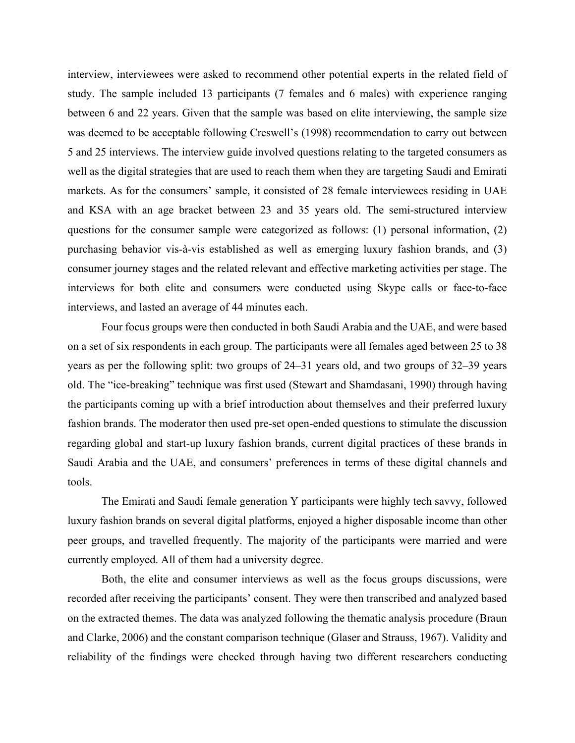interview, interviewees were asked to recommend other potential experts in the related field of study. The sample included 13 participants (7 females and 6 males) with experience ranging between 6 and 22 years. Given that the sample was based on elite interviewing, the sample size was deemed to be acceptable following Creswell's (1998) recommendation to carry out between 5 and 25 interviews. The interview guide involved questions relating to the targeted consumers as well as the digital strategies that are used to reach them when they are targeting Saudi and Emirati markets. As for the consumers' sample, it consisted of 28 female interviewees residing in UAE and KSA with an age bracket between 23 and 35 years old. The semi-structured interview questions for the consumer sample were categorized as follows: (1) personal information, (2) purchasing behavior vis-à-vis established as well as emerging luxury fashion brands, and (3) consumer journey stages and the related relevant and effective marketing activities per stage. The interviews for both elite and consumers were conducted using Skype calls or face-to-face interviews, and lasted an average of 44 minutes each.

Four focus groups were then conducted in both Saudi Arabia and the UAE, and were based on a set of six respondents in each group. The participants were all females aged between 25 to 38 years as per the following split: two groups of 24–31 years old, and two groups of 32–39 years old. The "ice-breaking" technique was first used (Stewart and Shamdasani, 1990) through having the participants coming up with a brief introduction about themselves and their preferred luxury fashion brands. The moderator then used pre-set open-ended questions to stimulate the discussion regarding global and start-up luxury fashion brands, current digital practices of these brands in Saudi Arabia and the UAE, and consumers' preferences in terms of these digital channels and tools.

The Emirati and Saudi female generation Y participants were highly tech savvy, followed luxury fashion brands on several digital platforms, enjoyed a higher disposable income than other peer groups, and travelled frequently. The majority of the participants were married and were currently employed. All of them had a university degree.

Both, the elite and consumer interviews as well as the focus groups discussions, were recorded after receiving the participants' consent. They were then transcribed and analyzed based on the extracted themes. The data was analyzed following the thematic analysis procedure (Braun and Clarke, 2006) and the constant comparison technique (Glaser and Strauss, 1967). Validity and reliability of the findings were checked through having two different researchers conducting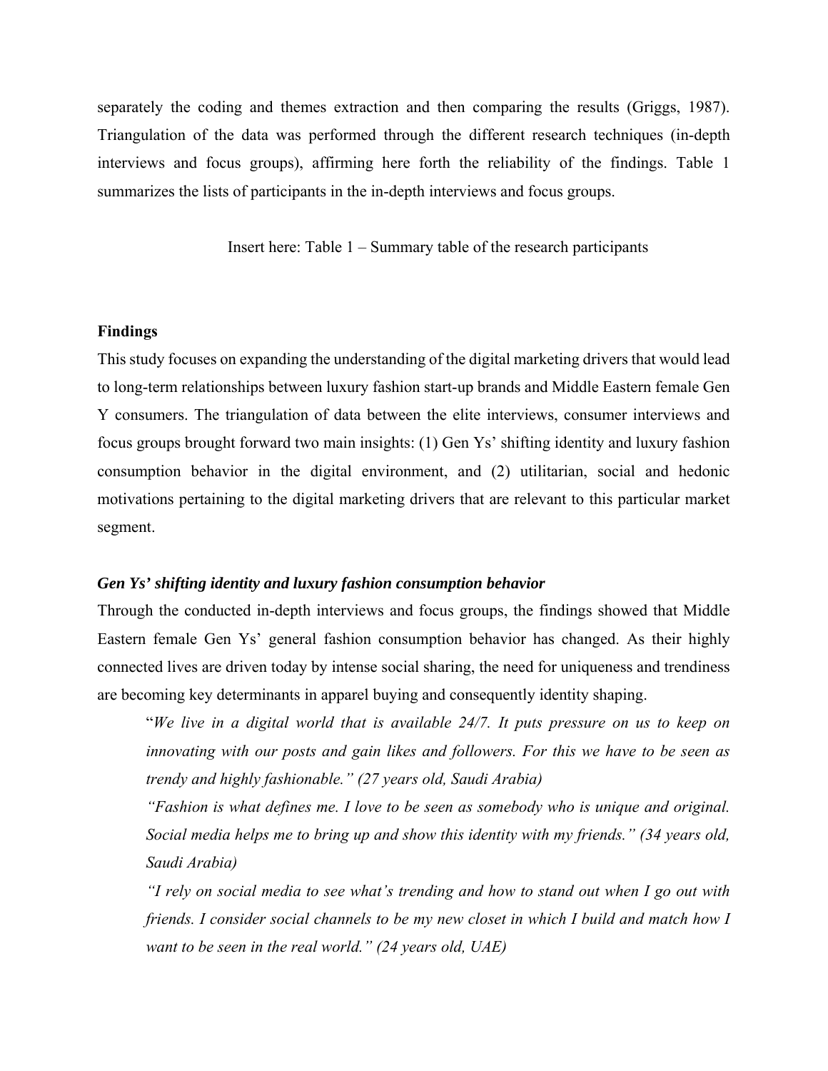separately the coding and themes extraction and then comparing the results (Griggs, 1987). Triangulation of the data was performed through the different research techniques (in-depth interviews and focus groups), affirming here forth the reliability of the findings. Table 1 summarizes the lists of participants in the in-depth interviews and focus groups.

Insert here: Table 1 – Summary table of the research participants

## Findings

This study focuses on expanding the understanding of the digital marketing drivers that would lead to long-term relationships between luxury fashion start-up brands and Middle Eastern female Gen Y consumers. The triangulation of data between the elite interviews, consumer interviews and focus groups brought forward two main insights: (1) Gen Ys' shifting identity and luxury fashion consumption behavior in the digital environment, and (2) utilitarian, social and hedonic motivations pertaining to the digital marketing drivers that are relevant to this particular market segment.

### *Gen Ys' shifting identity and luxury fashion consumption behavior*

Through the conducted in-depth interviews and focus groups, the findings showed that Middle Eastern female Gen Ys' general fashion consumption behavior has changed. As their highly connected lives are driven today by intense social sharing, the need for uniqueness and trendiness are becoming key determinants in apparel buying and consequently identity shaping.

> "*We live in a digital world that is available 24/7. It puts pressure on us to keep on innovating with our posts and gain likes and followers. For this we have to be seen as trendy and highly fashionable." (27 years old, Saudi Arabia)*
>
> *"Fashion is what defines me. I love to be seen as somebody who is unique and original. Social media helps me to bring up and show this identity with my friends." (34 years old, Saudi Arabia)*
>
> *"I rely on social media to see what's trending and how to stand out when I go out with friends. I consider social channels to be my new closet in which I build and match how I want to be seen in the real world." (24 years old, UAE)*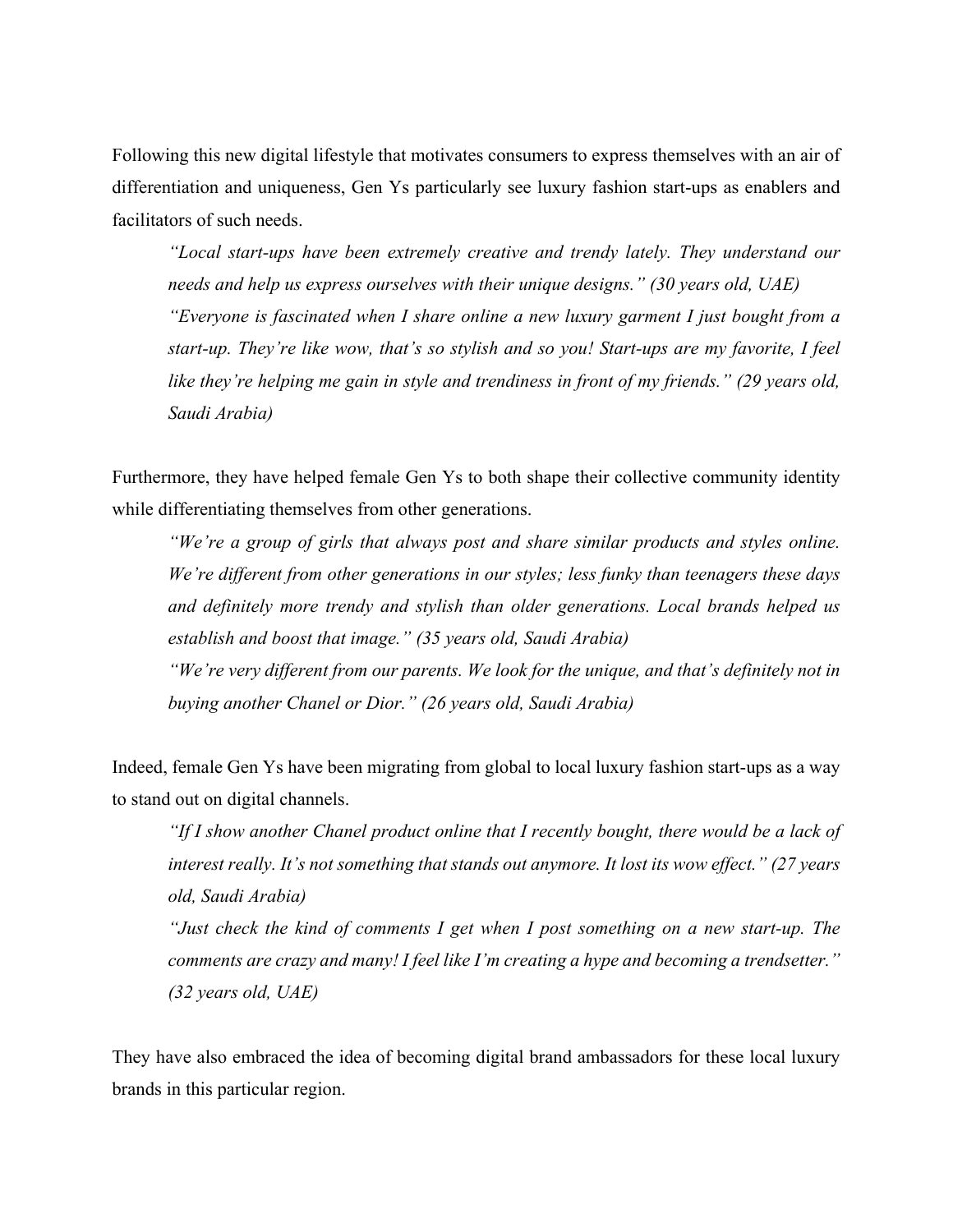Following this new digital lifestyle that motivates consumers to express themselves with an air of differentiation and uniqueness, Gen Ys particularly see luxury fashion start-ups as enablers and facilitators of such needs.

> *"Local start-ups have been extremely creative and trendy lately. They understand our needs and help us express ourselves with their unique designs." (30 years old, UAE)*
>
> *"Everyone is fascinated when I share online a new luxury garment I just bought from a start-up. They're like wow, that's so stylish and so you! Start-ups are my favorite, I feel like they're helping me gain in style and trendiness in front of my friends." (29 years old, Saudi Arabia)*

Furthermore, they have helped female Gen Ys to both shape their collective community identity while differentiating themselves from other generations.

> *"We're a group of girls that always post and share similar products and styles online. We're different from other generations in our styles; less funky than teenagers these days and definitely more trendy and stylish than older generations. Local brands helped us establish and boost that image." (35 years old, Saudi Arabia)*
>
> *"We're very different from our parents. We look for the unique, and that's definitely not in buying another Chanel or Dior." (26 years old, Saudi Arabia)*

Indeed, female Gen Ys have been migrating from global to local luxury fashion start-ups as a way to stand out on digital channels.

> *"If I show another Chanel product online that I recently bought, there would be a lack of interest really. It's not something that stands out anymore. It lost its wow effect." (27 years old, Saudi Arabia)*
>
> *"Just check the kind of comments I get when I post something on a new start-up. The comments are crazy and many! I feel like I'm creating a hype and becoming a trendsetter." (32 years old, UAE)*

They have also embraced the idea of becoming digital brand ambassadors for these local luxury brands in this particular region.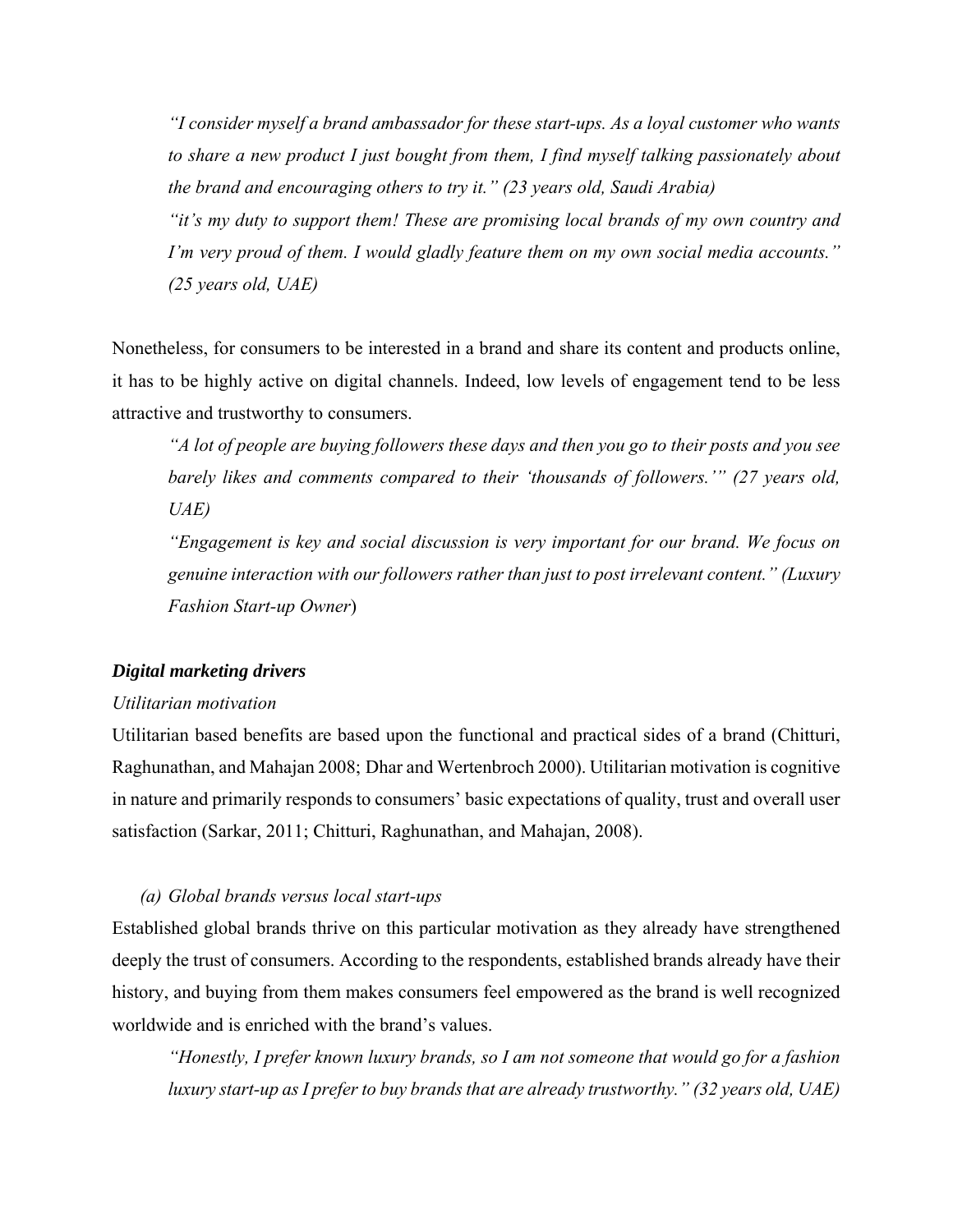> *"I consider myself a brand ambassador for these start-ups. As a loyal customer who wants to share a new product I just bought from them, I find myself talking passionately about the brand and encouraging others to try it." (23 years old, Saudi Arabia)*
>
> *"it's my duty to support them! These are promising local brands of my own country and I'm very proud of them. I would gladly feature them on my own social media accounts." (25 years old, UAE)*

Nonetheless, for consumers to be interested in a brand and share its content and products online, it has to be highly active on digital channels. Indeed, low levels of engagement tend to be less attractive and trustworthy to consumers.

> *"A lot of people are buying followers these days and then you go to their posts and you see barely likes and comments compared to their 'thousands of followers.'" (27 years old, UAE)*
>
> *"Engagement is key and social discussion is very important for our brand. We focus on genuine interaction with our followers rather than just to post irrelevant content." (Luxury Fashion Start-up Owner)*

### ***Digital marketing drivers***

#### *Utilitarian motivation*

Utilitarian based benefits are based upon the functional and practical sides of a brand (Chitturi, Raghunathan, and Mahajan 2008; Dhar and Wertenbroch 2000). Utilitarian motivation is cognitive in nature and primarily responds to consumers' basic expectations of quality, trust and overall user satisfaction (Sarkar, 2011; Chitturi, Raghunathan, and Mahajan, 2008).

*(a) Global brands versus local start-ups*

Established global brands thrive on this particular motivation as they already have strengthened deeply the trust of consumers. According to the respondents, established brands already have their history, and buying from them makes consumers feel empowered as the brand is well recognized worldwide and is enriched with the brand's values.

> *"Honestly, I prefer known luxury brands, so I am not someone that would go for a fashion luxury start-up as I prefer to buy brands that are already trustworthy." (32 years old, UAE)*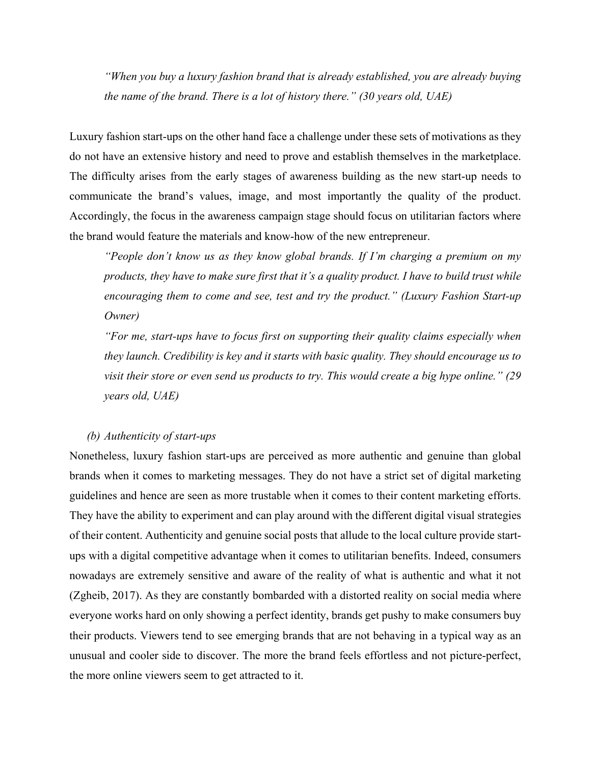> *"When you buy a luxury fashion brand that is already established, you are already buying the name of the brand. There is a lot of history there." (30 years old, UAE)*

Luxury fashion start-ups on the other hand face a challenge under these sets of motivations as they do not have an extensive history and need to prove and establish themselves in the marketplace. The difficulty arises from the early stages of awareness building as the new start-up needs to communicate the brand's values, image, and most importantly the quality of the product. Accordingly, the focus in the awareness campaign stage should focus on utilitarian factors where the brand would feature the materials and know-how of the new entrepreneur.

> *"People don't know us as they know global brands. If I'm charging a premium on my products, they have to make sure first that it's a quality product. I have to build trust while encouraging them to come and see, test and try the product." (Luxury Fashion Start-up Owner)*
>
> *"For me, start-ups have to focus first on supporting their quality claims especially when they launch. Credibility is key and it starts with basic quality. They should encourage us to visit their store or even send us products to try. This would create a big hype online." (29 years old, UAE)*

*(b) Authenticity of start-ups*

Nonetheless, luxury fashion start-ups are perceived as more authentic and genuine than global brands when it comes to marketing messages. They do not have a strict set of digital marketing guidelines and hence are seen as more trustable when it comes to their content marketing efforts. They have the ability to experiment and can play around with the different digital visual strategies of their content. Authenticity and genuine social posts that allude to the local culture provide start-ups with a digital competitive advantage when it comes to utilitarian benefits. Indeed, consumers nowadays are extremely sensitive and aware of the reality of what is authentic and what it not (Zgheib, 2017). As they are constantly bombarded with a distorted reality on social media where everyone works hard on only showing a perfect identity, brands get pushy to make consumers buy their products. Viewers tend to see emerging brands that are not behaving in a typical way as an unusual and cooler side to discover. The more the brand feels effortless and not picture-perfect, the more online viewers seem to get attracted to it.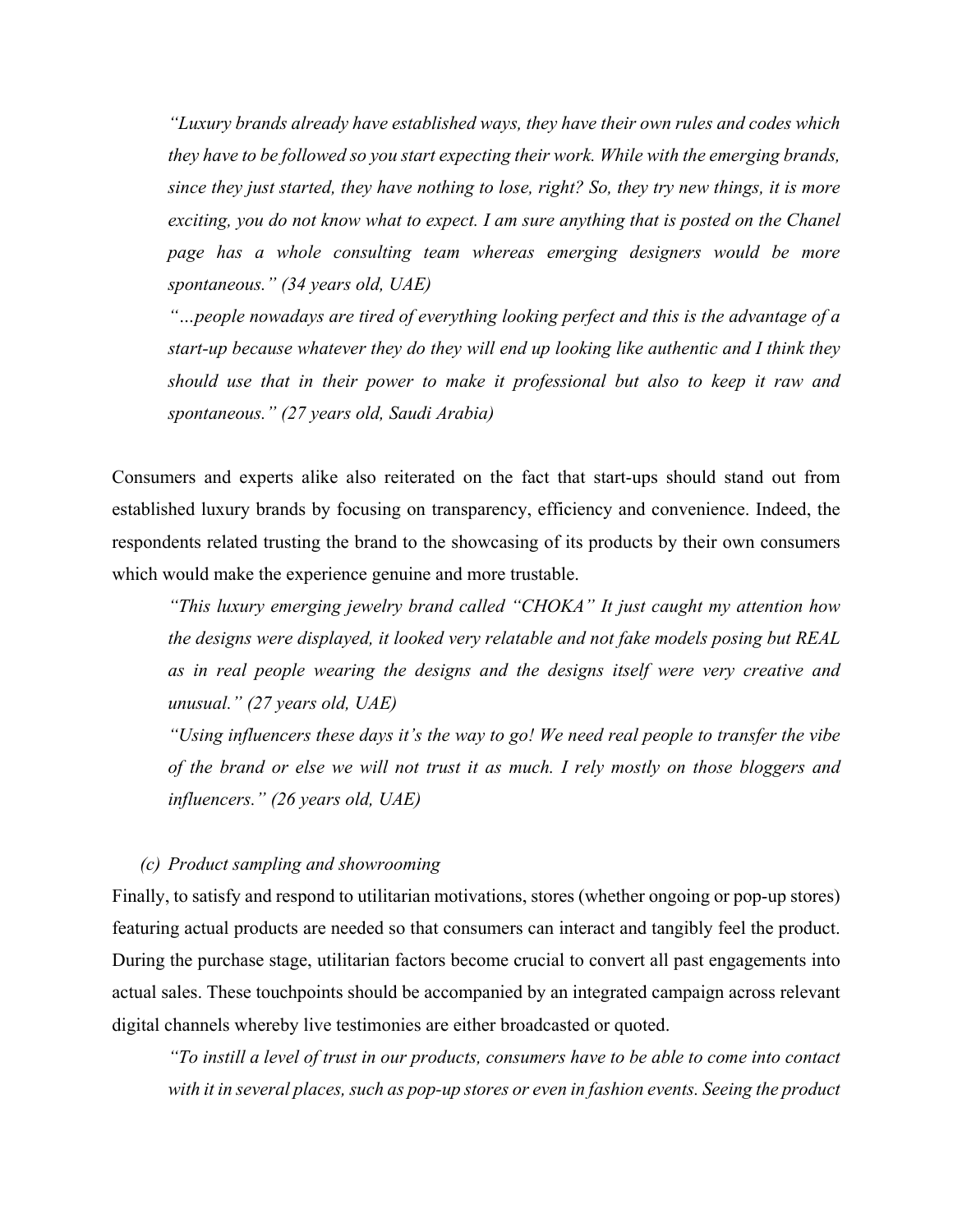> *"Luxury brands already have established ways, they have their own rules and codes which they have to be followed so you start expecting their work. While with the emerging brands, since they just started, they have nothing to lose, right? So, they try new things, it is more exciting, you do not know what to expect. I am sure anything that is posted on the Chanel page has a whole consulting team whereas emerging designers would be more spontaneous." (34 years old, UAE)*

> *"…people nowadays are tired of everything looking perfect and this is the advantage of a start-up because whatever they do they will end up looking like authentic and I think they should use that in their power to make it professional but also to keep it raw and spontaneous." (27 years old, Saudi Arabia)*

Consumers and experts alike also reiterated on the fact that start-ups should stand out from established luxury brands by focusing on transparency, efficiency and convenience. Indeed, the respondents related trusting the brand to the showcasing of its products by their own consumers which would make the experience genuine and more trustable.

> *"This luxury emerging jewelry brand called "CHOKA" It just caught my attention how the designs were displayed, it looked very relatable and not fake models posing but REAL as in real people wearing the designs and the designs itself were very creative and unusual." (27 years old, UAE)*

> *"Using influencers these days it's the way to go! We need real people to transfer the vibe of the brand or else we will not trust it as much. I rely mostly on those bloggers and influencers." (26 years old, UAE)*

*(c) Product sampling and showrooming*

Finally, to satisfy and respond to utilitarian motivations, stores (whether ongoing or pop-up stores) featuring actual products are needed so that consumers can interact and tangibly feel the product. During the purchase stage, utilitarian factors become crucial to convert all past engagements into actual sales. These touchpoints should be accompanied by an integrated campaign across relevant digital channels whereby live testimonies are either broadcasted or quoted.

> *"To instill a level of trust in our products, consumers have to be able to come into contact with it in several places, such as pop-up stores or even in fashion events. Seeing the product*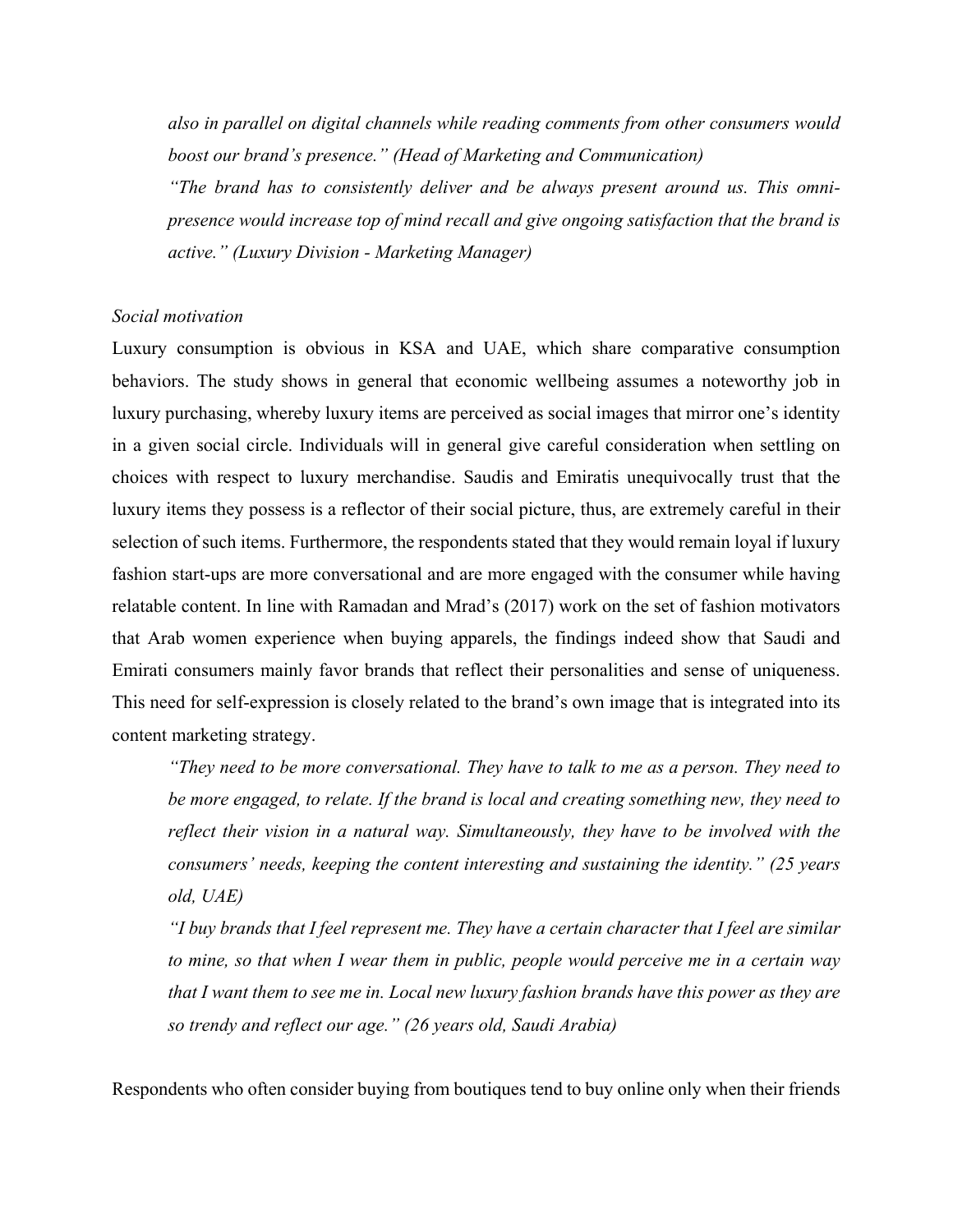*also in parallel on digital channels while reading comments from other consumers would boost our brand's presence." (Head of Marketing and Communication)*

*"The brand has to consistently deliver and be always present around us. This omni-presence would increase top of mind recall and give ongoing satisfaction that the brand is active." (Luxury Division - Marketing Manager)*

*Social motivation*

Luxury consumption is obvious in KSA and UAE, which share comparative consumption behaviors. The study shows in general that economic wellbeing assumes a noteworthy job in luxury purchasing, whereby luxury items are perceived as social images that mirror one's identity in a given social circle. Individuals will in general give careful consideration when settling on choices with respect to luxury merchandise. Saudis and Emiratis unequivocally trust that the luxury items they possess is a reflector of their social picture, thus, are extremely careful in their selection of such items. Furthermore, the respondents stated that they would remain loyal if luxury fashion start-ups are more conversational and are more engaged with the consumer while having relatable content. In line with Ramadan and Mrad's (2017) work on the set of fashion motivators that Arab women experience when buying apparels, the findings indeed show that Saudi and Emirati consumers mainly favor brands that reflect their personalities and sense of uniqueness. This need for self-expression is closely related to the brand's own image that is integrated into its content marketing strategy.

*"They need to be more conversational. They have to talk to me as a person. They need to be more engaged, to relate. If the brand is local and creating something new, they need to reflect their vision in a natural way. Simultaneously, they have to be involved with the consumers' needs, keeping the content interesting and sustaining the identity." (25 years old, UAE)*

*"I buy brands that I feel represent me. They have a certain character that I feel are similar to mine, so that when I wear them in public, people would perceive me in a certain way that I want them to see me in. Local new luxury fashion brands have this power as they are so trendy and reflect our age." (26 years old, Saudi Arabia)*

Respondents who often consider buying from boutiques tend to buy online only when their friends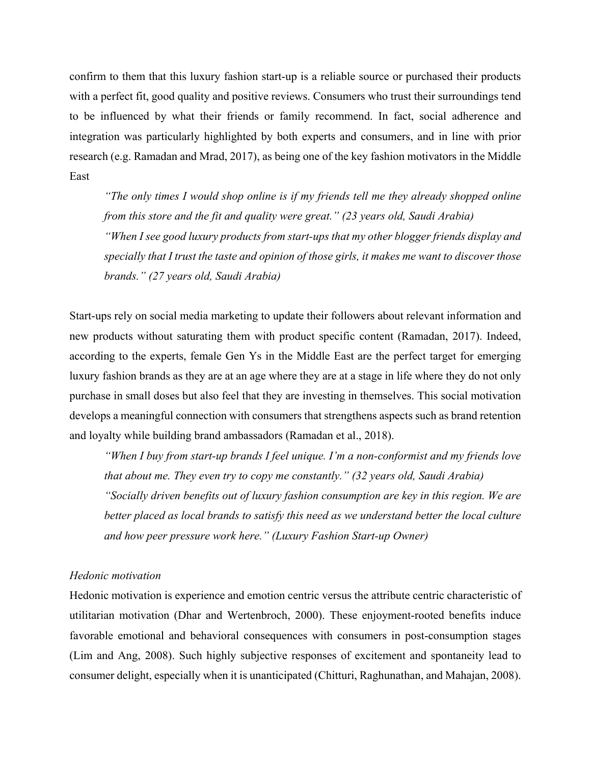confirm to them that this luxury fashion start-up is a reliable source or purchased their products with a perfect fit, good quality and positive reviews. Consumers who trust their surroundings tend to be influenced by what their friends or family recommend. In fact, social adherence and integration was particularly highlighted by both experts and consumers, and in line with prior research (e.g. Ramadan and Mrad, 2017), as being one of the key fashion motivators in the Middle East

> *"The only times I would shop online is if my friends tell me they already shopped online from this store and the fit and quality were great." (23 years old, Saudi Arabia)*
>
> *"When I see good luxury products from start-ups that my other blogger friends display and specially that I trust the taste and opinion of those girls, it makes me want to discover those brands." (27 years old, Saudi Arabia)*

Start-ups rely on social media marketing to update their followers about relevant information and new products without saturating them with product specific content (Ramadan, 2017). Indeed, according to the experts, female Gen Ys in the Middle East are the perfect target for emerging luxury fashion brands as they are at an age where they are at a stage in life where they do not only purchase in small doses but also feel that they are investing in themselves. This social motivation develops a meaningful connection with consumers that strengthens aspects such as brand retention and loyalty while building brand ambassadors (Ramadan et al., 2018).

> *"When I buy from start-up brands I feel unique. I'm a non-conformist and my friends love that about me. They even try to copy me constantly." (32 years old, Saudi Arabia)*
>
> *"Socially driven benefits out of luxury fashion consumption are key in this region. We are better placed as local brands to satisfy this need as we understand better the local culture and how peer pressure work here." (Luxury Fashion Start-up Owner)*

*Hedonic motivation*

Hedonic motivation is experience and emotion centric versus the attribute centric characteristic of utilitarian motivation (Dhar and Wertenbroch, 2000). These enjoyment-rooted benefits induce favorable emotional and behavioral consequences with consumers in post-consumption stages (Lim and Ang, 2008). Such highly subjective responses of excitement and spontaneity lead to consumer delight, especially when it is unanticipated (Chitturi, Raghunathan, and Mahajan, 2008).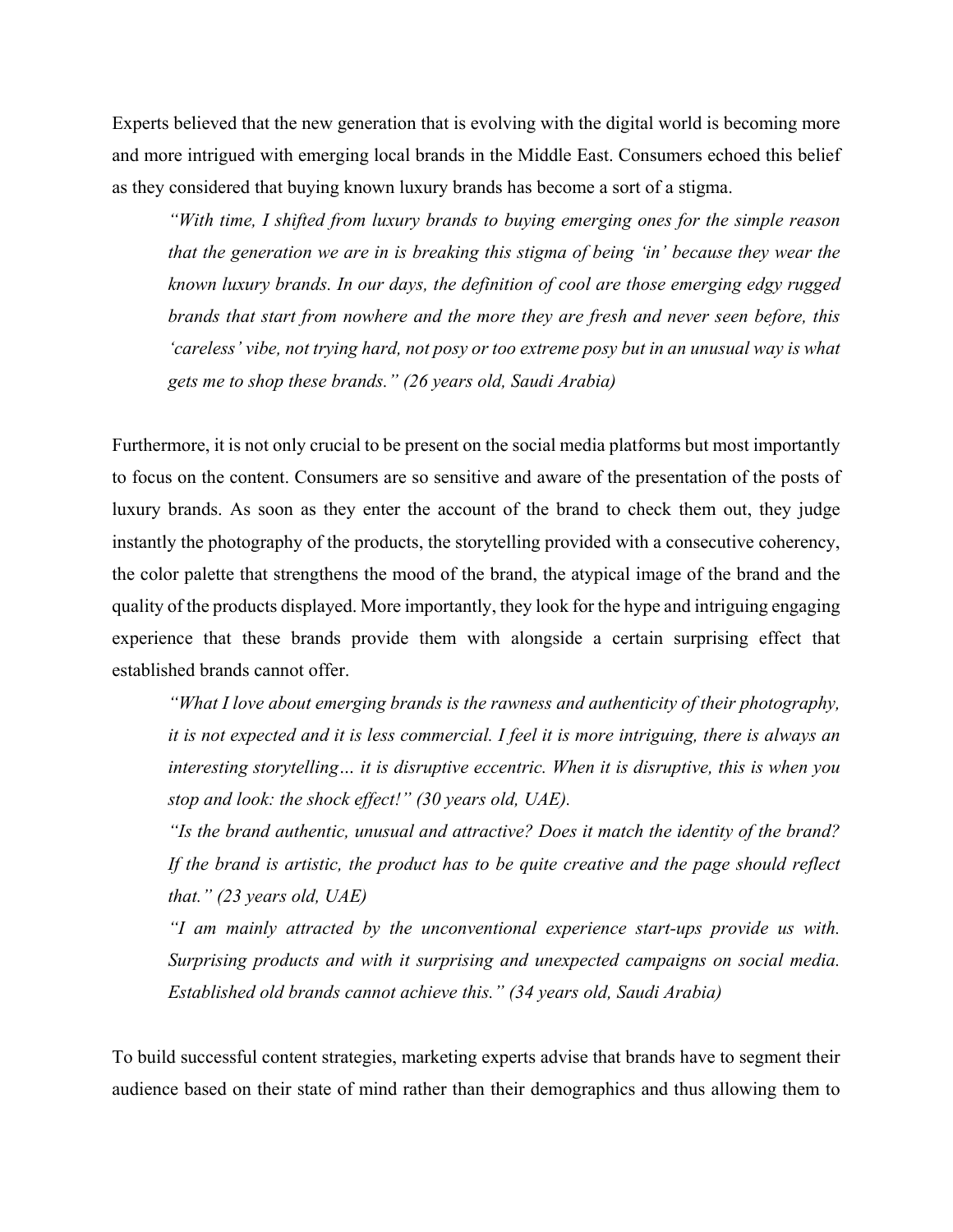Experts believed that the new generation that is evolving with the digital world is becoming more and more intrigued with emerging local brands in the Middle East. Consumers echoed this belief as they considered that buying known luxury brands has become a sort of a stigma.

> *"With time, I shifted from luxury brands to buying emerging ones for the simple reason that the generation we are in is breaking this stigma of being 'in' because they wear the known luxury brands. In our days, the definition of cool are those emerging edgy rugged brands that start from nowhere and the more they are fresh and never seen before, this 'careless' vibe, not trying hard, not posy or too extreme posy but in an unusual way is what gets me to shop these brands." (26 years old, Saudi Arabia)*

Furthermore, it is not only crucial to be present on the social media platforms but most importantly to focus on the content. Consumers are so sensitive and aware of the presentation of the posts of luxury brands. As soon as they enter the account of the brand to check them out, they judge instantly the photography of the products, the storytelling provided with a consecutive coherency, the color palette that strengthens the mood of the brand, the atypical image of the brand and the quality of the products displayed. More importantly, they look for the hype and intriguing engaging experience that these brands provide them with alongside a certain surprising effect that established brands cannot offer.

> *"What I love about emerging brands is the rawness and authenticity of their photography, it is not expected and it is less commercial. I feel it is more intriguing, there is always an interesting storytelling… it is disruptive eccentric. When it is disruptive, this is when you stop and look: the shock effect!" (30 years old, UAE).*
>
> *"Is the brand authentic, unusual and attractive? Does it match the identity of the brand? If the brand is artistic, the product has to be quite creative and the page should reflect that." (23 years old, UAE)*
>
> *"I am mainly attracted by the unconventional experience start-ups provide us with. Surprising products and with it surprising and unexpected campaigns on social media. Established old brands cannot achieve this." (34 years old, Saudi Arabia)*

To build successful content strategies, marketing experts advise that brands have to segment their audience based on their state of mind rather than their demographics and thus allowing them to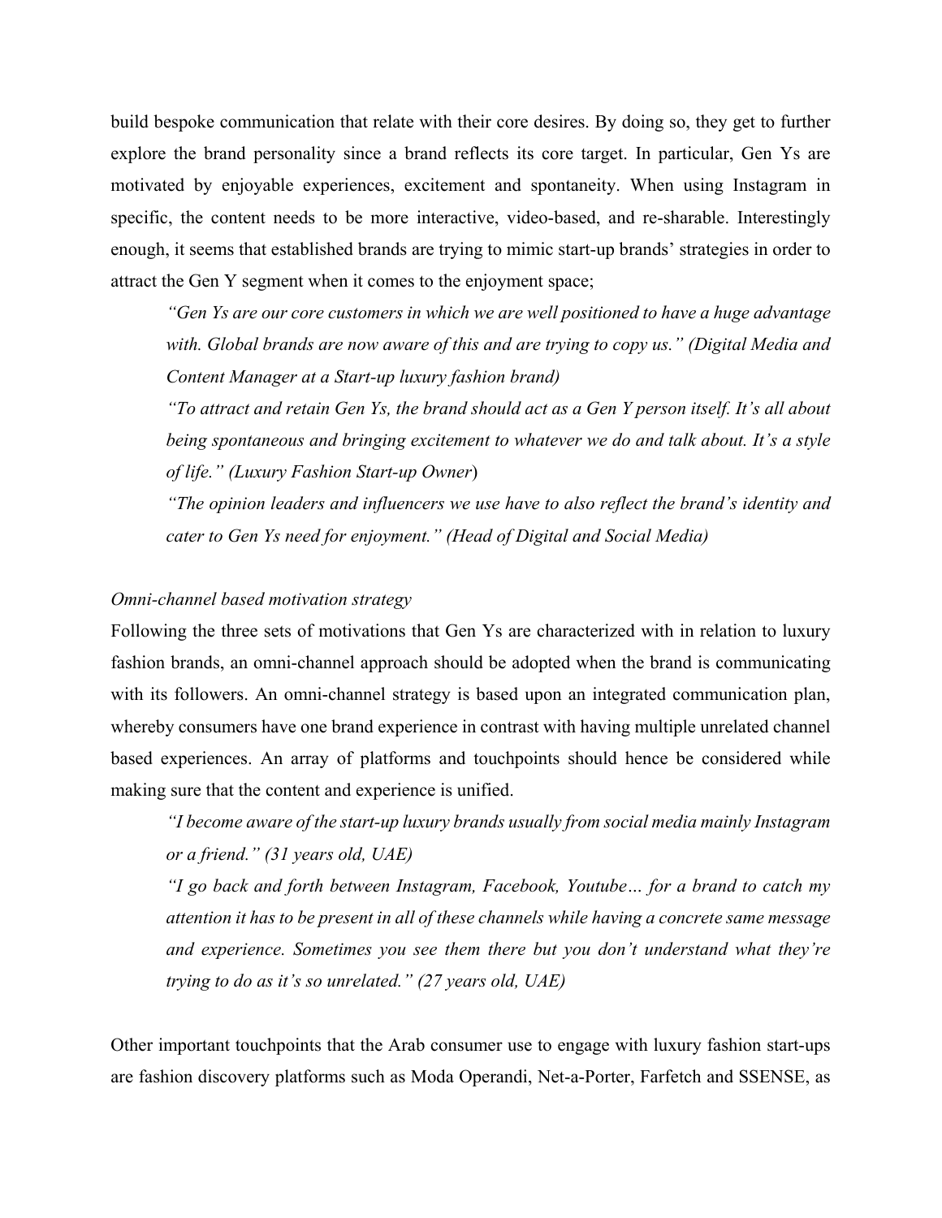build bespoke communication that relate with their core desires. By doing so, they get to further explore the brand personality since a brand reflects its core target. In particular, Gen Ys are motivated by enjoyable experiences, excitement and spontaneity. When using Instagram in specific, the content needs to be more interactive, video-based, and re-sharable. Interestingly enough, it seems that established brands are trying to mimic start-up brands' strategies in order to attract the Gen Y segment when it comes to the enjoyment space;

> *"Gen Ys are our core customers in which we are well positioned to have a huge advantage with. Global brands are now aware of this and are trying to copy us." (Digital Media and Content Manager at a Start-up luxury fashion brand)*
>
> *"To attract and retain Gen Ys, the brand should act as a Gen Y person itself. It's all about being spontaneous and bringing excitement to whatever we do and talk about. It's a style of life." (Luxury Fashion Start-up Owner)*
>
> *"The opinion leaders and influencers we use have to also reflect the brand's identity and cater to Gen Ys need for enjoyment." (Head of Digital and Social Media)*

*Omni-channel based motivation strategy*

Following the three sets of motivations that Gen Ys are characterized with in relation to luxury fashion brands, an omni-channel approach should be adopted when the brand is communicating with its followers. An omni-channel strategy is based upon an integrated communication plan, whereby consumers have one brand experience in contrast with having multiple unrelated channel based experiences. An array of platforms and touchpoints should hence be considered while making sure that the content and experience is unified.

> *"I become aware of the start-up luxury brands usually from social media mainly Instagram or a friend." (31 years old, UAE)*
>
> *"I go back and forth between Instagram, Facebook, Youtube… for a brand to catch my attention it has to be present in all of these channels while having a concrete same message and experience. Sometimes you see them there but you don't understand what they're trying to do as it's so unrelated." (27 years old, UAE)*

Other important touchpoints that the Arab consumer use to engage with luxury fashion start-ups are fashion discovery platforms such as Moda Operandi, Net-a-Porter, Farfetch and SSENSE, as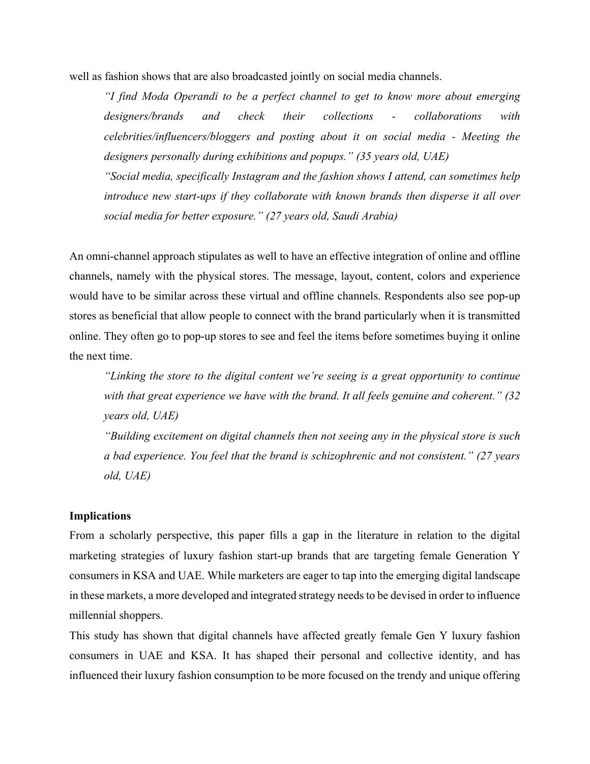well as fashion shows that are also broadcasted jointly on social media channels.

> *"I find Moda Operandi to be a perfect channel to get to know more about emerging designers/brands and check their collections - collaborations with celebrities/influencers/bloggers and posting about it on social media - Meeting the designers personally during exhibitions and popups." (35 years old, UAE)*
>
> *"Social media, specifically Instagram and the fashion shows I attend, can sometimes help introduce new start-ups if they collaborate with known brands then disperse it all over social media for better exposure." (27 years old, Saudi Arabia)*

An omni-channel approach stipulates as well to have an effective integration of online and offline channels, namely with the physical stores. The message, layout, content, colors and experience would have to be similar across these virtual and offline channels. Respondents also see pop-up stores as beneficial that allow people to connect with the brand particularly when it is transmitted online. They often go to pop-up stores to see and feel the items before sometimes buying it online the next time.

> *"Linking the store to the digital content we're seeing is a great opportunity to continue with that great experience we have with the brand. It all feels genuine and coherent." (32 years old, UAE)*
>
> *"Building excitement on digital channels then not seeing any in the physical store is such a bad experience. You feel that the brand is schizophrenic and not consistent." (27 years old, UAE)*

**Implications**

From a scholarly perspective, this paper fills a gap in the literature in relation to the digital marketing strategies of luxury fashion start-up brands that are targeting female Generation Y consumers in KSA and UAE. While marketers are eager to tap into the emerging digital landscape in these markets, a more developed and integrated strategy needs to be devised in order to influence millennial shoppers.

This study has shown that digital channels have affected greatly female Gen Y luxury fashion consumers in UAE and KSA. It has shaped their personal and collective identity, and has influenced their luxury fashion consumption to be more focused on the trendy and unique offering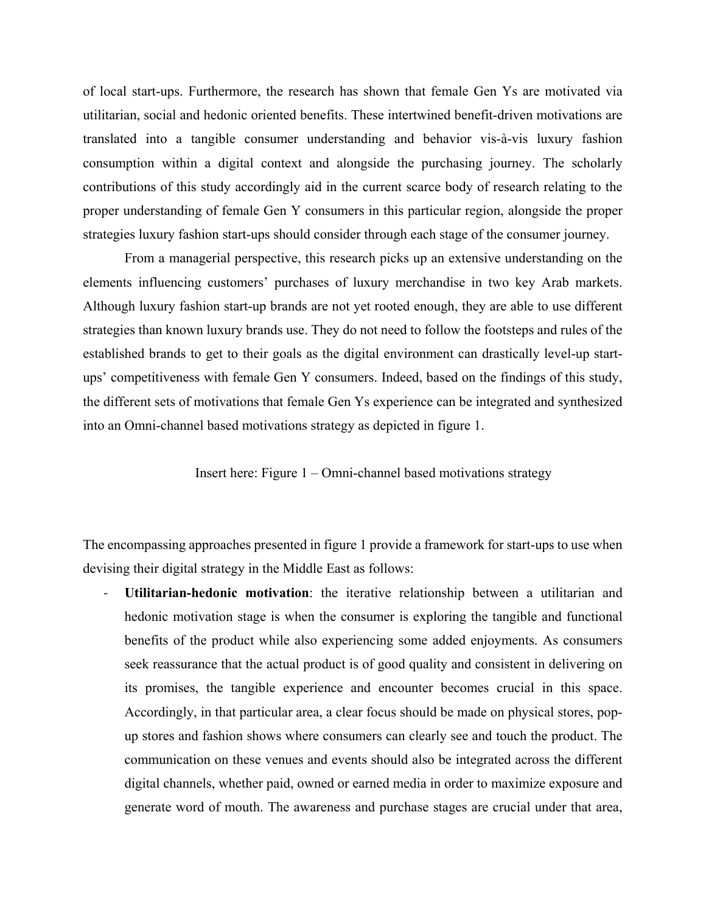of local start-ups. Furthermore, the research has shown that female Gen Ys are motivated via utilitarian, social and hedonic oriented benefits. These intertwined benefit-driven motivations are translated into a tangible consumer understanding and behavior vis-à-vis luxury fashion consumption within a digital context and alongside the purchasing journey. The scholarly contributions of this study accordingly aid in the current scarce body of research relating to the proper understanding of female Gen Y consumers in this particular region, alongside the proper strategies luxury fashion start-ups should consider through each stage of the consumer journey.

From a managerial perspective, this research picks up an extensive understanding on the elements influencing customers' purchases of luxury merchandise in two key Arab markets. Although luxury fashion start-up brands are not yet rooted enough, they are able to use different strategies than known luxury brands use. They do not need to follow the footsteps and rules of the established brands to get to their goals as the digital environment can drastically level-up start-ups' competitiveness with female Gen Y consumers. Indeed, based on the findings of this study, the different sets of motivations that female Gen Ys experience can be integrated and synthesized into an Omni-channel based motivations strategy as depicted in figure 1.

Insert here: Figure 1 – Omni-channel based motivations strategy

The encompassing approaches presented in figure 1 provide a framework for start-ups to use when devising their digital strategy in the Middle East as follows:

- **Utilitarian-hedonic motivation**: the iterative relationship between a utilitarian and hedonic motivation stage is when the consumer is exploring the tangible and functional benefits of the product while also experiencing some added enjoyments. As consumers seek reassurance that the actual product is of good quality and consistent in delivering on its promises, the tangible experience and encounter becomes crucial in this space. Accordingly, in that particular area, a clear focus should be made on physical stores, pop-up stores and fashion shows where consumers can clearly see and touch the product. The communication on these venues and events should also be integrated across the different digital channels, whether paid, owned or earned media in order to maximize exposure and generate word of mouth. The awareness and purchase stages are crucial under that area,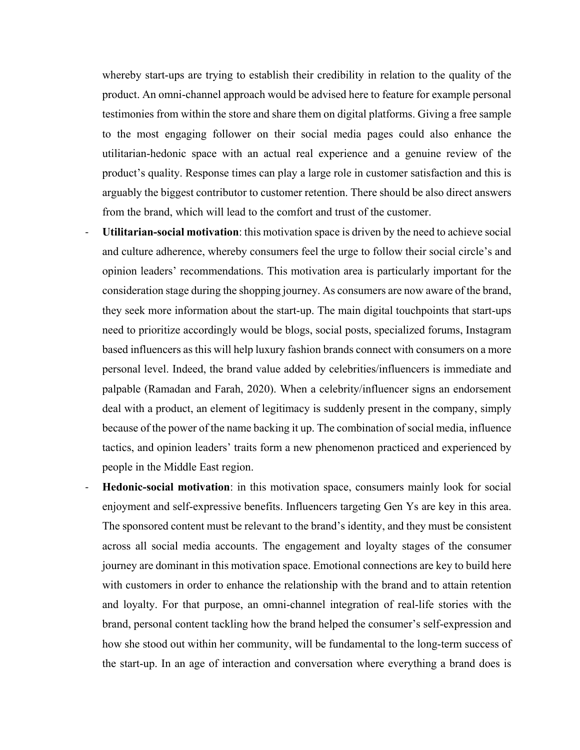whereby start-ups are trying to establish their credibility in relation to the quality of the product. An omni-channel approach would be advised here to feature for example personal testimonies from within the store and share them on digital platforms. Giving a free sample to the most engaging follower on their social media pages could also enhance the utilitarian-hedonic space with an actual real experience and a genuine review of the product's quality. Response times can play a large role in customer satisfaction and this is arguably the biggest contributor to customer retention. There should be also direct answers from the brand, which will lead to the comfort and trust of the customer.

- **Utilitarian-social motivation**: this motivation space is driven by the need to achieve social and culture adherence, whereby consumers feel the urge to follow their social circle's and opinion leaders' recommendations. This motivation area is particularly important for the consideration stage during the shopping journey. As consumers are now aware of the brand, they seek more information about the start-up. The main digital touchpoints that start-ups need to prioritize accordingly would be blogs, social posts, specialized forums, Instagram based influencers as this will help luxury fashion brands connect with consumers on a more personal level. Indeed, the brand value added by celebrities/influencers is immediate and palpable (Ramadan and Farah, 2020). When a celebrity/influencer signs an endorsement deal with a product, an element of legitimacy is suddenly present in the company, simply because of the power of the name backing it up. The combination of social media, influence tactics, and opinion leaders' traits form a new phenomenon practiced and experienced by people in the Middle East region.
- **Hedonic-social motivation**: in this motivation space, consumers mainly look for social enjoyment and self-expressive benefits. Influencers targeting Gen Ys are key in this area. The sponsored content must be relevant to the brand's identity, and they must be consistent across all social media accounts. The engagement and loyalty stages of the consumer journey are dominant in this motivation space. Emotional connections are key to build here with customers in order to enhance the relationship with the brand and to attain retention and loyalty. For that purpose, an omni-channel integration of real-life stories with the brand, personal content tackling how the brand helped the consumer's self-expression and how she stood out within her community, will be fundamental to the long-term success of the start-up. In an age of interaction and conversation where everything a brand does is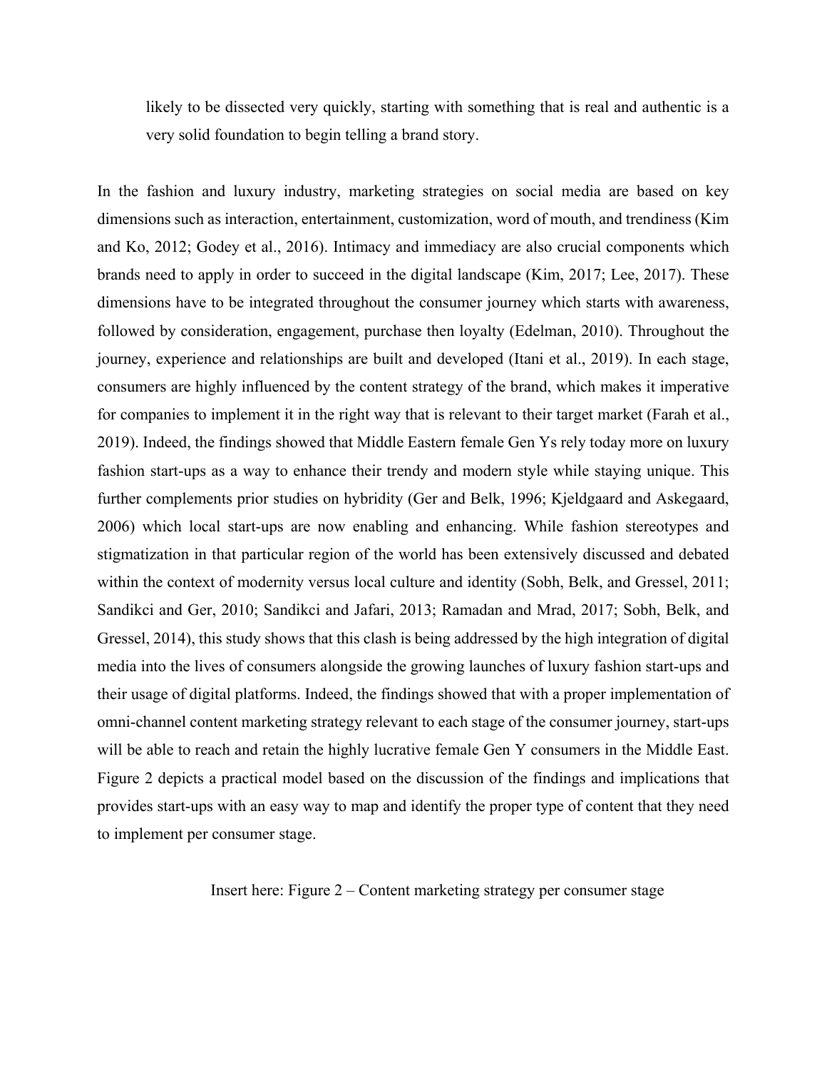likely to be dissected very quickly, starting with something that is real and authentic is a very solid foundation to begin telling a brand story.

In the fashion and luxury industry, marketing strategies on social media are based on key dimensions such as interaction, entertainment, customization, word of mouth, and trendiness (Kim and Ko, 2012; Godey et al., 2016). Intimacy and immediacy are also crucial components which brands need to apply in order to succeed in the digital landscape (Kim, 2017; Lee, 2017). These dimensions have to be integrated throughout the consumer journey which starts with awareness, followed by consideration, engagement, purchase then loyalty (Edelman, 2010). Throughout the journey, experience and relationships are built and developed (Itani et al., 2019). In each stage, consumers are highly influenced by the content strategy of the brand, which makes it imperative for companies to implement it in the right way that is relevant to their target market (Farah et al., 2019). Indeed, the findings showed that Middle Eastern female Gen Ys rely today more on luxury fashion start-ups as a way to enhance their trendy and modern style while staying unique. This further complements prior studies on hybridity (Ger and Belk, 1996; Kjeldgaard and Askegaard, 2006) which local start-ups are now enabling and enhancing. While fashion stereotypes and stigmatization in that particular region of the world has been extensively discussed and debated within the context of modernity versus local culture and identity (Sobh, Belk, and Gressel, 2011; Sandikci and Ger, 2010; Sandikci and Jafari, 2013; Ramadan and Mrad, 2017; Sobh, Belk, and Gressel, 2014), this study shows that this clash is being addressed by the high integration of digital media into the lives of consumers alongside the growing launches of luxury fashion start-ups and their usage of digital platforms. Indeed, the findings showed that with a proper implementation of omni-channel content marketing strategy relevant to each stage of the consumer journey, start-ups will be able to reach and retain the highly lucrative female Gen Y consumers in the Middle East. Figure 2 depicts a practical model based on the discussion of the findings and implications that provides start-ups with an easy way to map and identify the proper type of content that they need to implement per consumer stage.

Insert here: Figure 2 – Content marketing strategy per consumer stage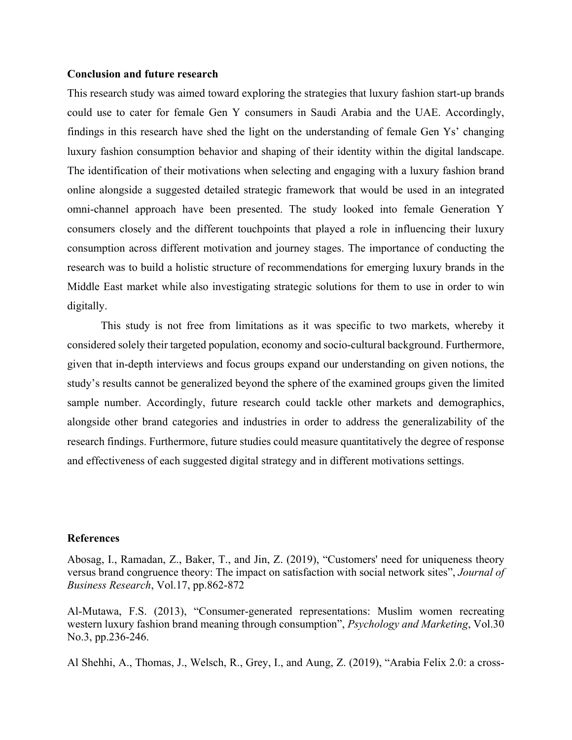## Conclusion and future research

This research study was aimed toward exploring the strategies that luxury fashion start-up brands could use to cater for female Gen Y consumers in Saudi Arabia and the UAE. Accordingly, findings in this research have shed the light on the understanding of female Gen Ys' changing luxury fashion consumption behavior and shaping of their identity within the digital landscape. The identification of their motivations when selecting and engaging with a luxury fashion brand online alongside a suggested detailed strategic framework that would be used in an integrated omni-channel approach have been presented. The study looked into female Generation Y consumers closely and the different touchpoints that played a role in influencing their luxury consumption across different motivation and journey stages. The importance of conducting the research was to build a holistic structure of recommendations for emerging luxury brands in the Middle East market while also investigating strategic solutions for them to use in order to win digitally.

This study is not free from limitations as it was specific to two markets, whereby it considered solely their targeted population, economy and socio-cultural background. Furthermore, given that in-depth interviews and focus groups expand our understanding on given notions, the study's results cannot be generalized beyond the sphere of the examined groups given the limited sample number. Accordingly, future research could tackle other markets and demographics, alongside other brand categories and industries in order to address the generalizability of the research findings. Furthermore, future studies could measure quantitatively the degree of response and effectiveness of each suggested digital strategy and in different motivations settings.

## References

Abosag, I., Ramadan, Z., Baker, T., and Jin, Z. (2019), "Customers' need for uniqueness theory versus brand congruence theory: The impact on satisfaction with social network sites", *Journal of Business Research*, Vol.17, pp.862-872

Al-Mutawa, F.S. (2013), "Consumer-generated representations: Muslim women recreating western luxury fashion brand meaning through consumption", *Psychology and Marketing*, Vol.30 No.3, pp.236-246.

Al Shehhi, A., Thomas, J., Welsch, R., Grey, I., and Aung, Z. (2019), "Arabia Felix 2.0: a cross-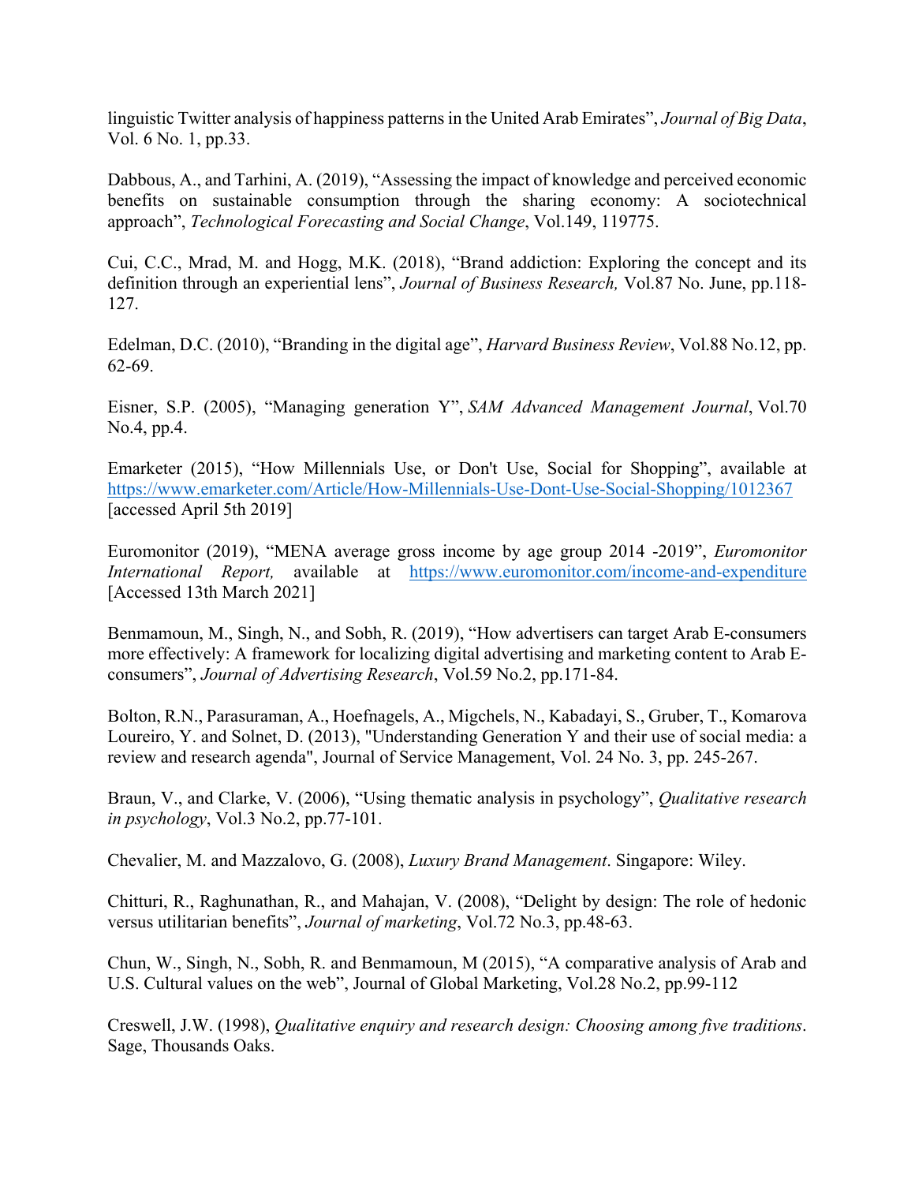linguistic Twitter analysis of happiness patterns in the United Arab Emirates", *Journal of Big Data*, Vol. 6 No. 1, pp.33.

Dabbous, A., and Tarhini, A. (2019), "Assessing the impact of knowledge and perceived economic benefits on sustainable consumption through the sharing economy: A sociotechnical approach", *Technological Forecasting and Social Change*, Vol.149, 119775.

Cui, C.C., Mrad, M. and Hogg, M.K. (2018), "Brand addiction: Exploring the concept and its definition through an experiential lens", *Journal of Business Research,* Vol.87 No. June, pp.118-127.

Edelman, D.C. (2010), "Branding in the digital age", *Harvard Business Review*, Vol.88 No.12, pp. 62-69.

Eisner, S.P. (2005), "Managing generation Y", *SAM Advanced Management Journal*, Vol.70 No.4, pp.4.

Emarketer (2015), "How Millennials Use, or Don't Use, Social for Shopping", available at https://www.emarketer.com/Article/How-Millennials-Use-Dont-Use-Social-Shopping/1012367 [accessed April 5th 2019]

Euromonitor (2019), "MENA average gross income by age group 2014 -2019", *Euromonitor International Report,* available at https://www.euromonitor.com/income-and-expenditure [Accessed 13th March 2021]

Benmamoun, M., Singh, N., and Sobh, R. (2019), "How advertisers can target Arab E-consumers more effectively: A framework for localizing digital advertising and marketing content to Arab E-consumers", *Journal of Advertising Research*, Vol.59 No.2, pp.171-84.

Bolton, R.N., Parasuraman, A., Hoefnagels, A., Migchels, N., Kabadayi, S., Gruber, T., Komarova Loureiro, Y. and Solnet, D. (2013), "Understanding Generation Y and their use of social media: a review and research agenda", Journal of Service Management, Vol. 24 No. 3, pp. 245-267.

Braun, V., and Clarke, V. (2006), "Using thematic analysis in psychology", *Qualitative research in psychology*, Vol.3 No.2, pp.77-101.

Chevalier, M. and Mazzalovo, G. (2008), *Luxury Brand Management*. Singapore: Wiley.

Chitturi, R., Raghunathan, R., and Mahajan, V. (2008), "Delight by design: The role of hedonic versus utilitarian benefits", *Journal of marketing*, Vol.72 No.3, pp.48-63.

Chun, W., Singh, N., Sobh, R. and Benmamoun, M (2015), "A comparative analysis of Arab and U.S. Cultural values on the web", Journal of Global Marketing, Vol.28 No.2, pp.99-112

Creswell, J.W. (1998), *Qualitative enquiry and research design: Choosing among five traditions*. Sage, Thousands Oaks.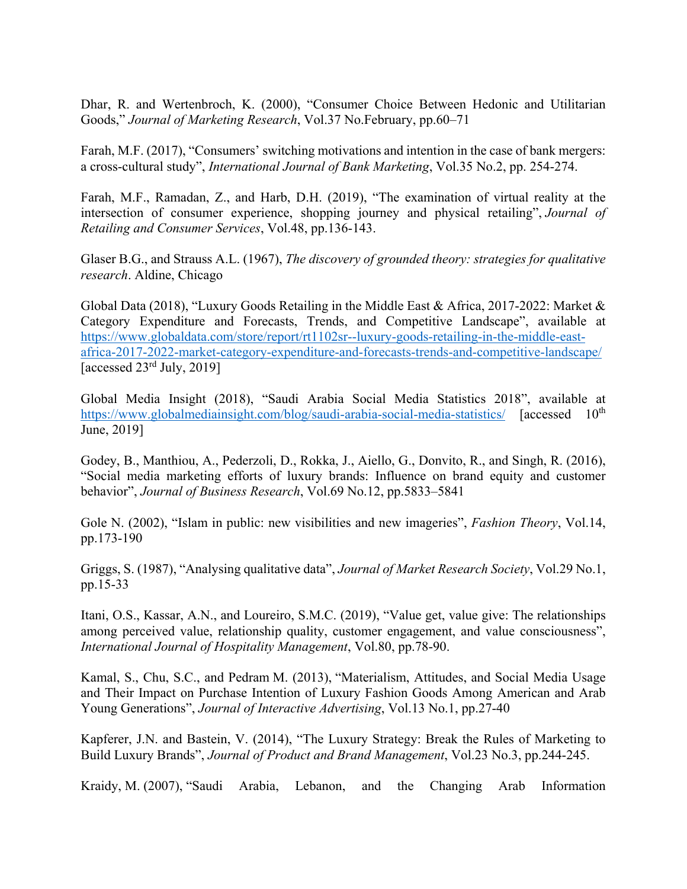Dhar, R. and Wertenbroch, K. (2000), "Consumer Choice Between Hedonic and Utilitarian Goods," *Journal of Marketing Research*, Vol.37 No.February, pp.60–71

Farah, M.F. (2017), "Consumers' switching motivations and intention in the case of bank mergers: a cross-cultural study", *International Journal of Bank Marketing*, Vol.35 No.2, pp. 254-274.

Farah, M.F., Ramadan, Z., and Harb, D.H. (2019), "The examination of virtual reality at the intersection of consumer experience, shopping journey and physical retailing", *Journal of Retailing and Consumer Services*, Vol.48, pp.136-143.

Glaser B.G., and Strauss A.L. (1967), *The discovery of grounded theory: strategies for qualitative research*. Aldine, Chicago

Global Data (2018), "Luxury Goods Retailing in the Middle East & Africa, 2017-2022: Market & Category Expenditure and Forecasts, Trends, and Competitive Landscape", available at https://www.globaldata.com/store/report/rt1102sr--luxury-goods-retailing-in-the-middle-east-africa-2017-2022-market-category-expenditure-and-forecasts-trends-and-competitive-landscape/ [accessed 23rd July, 2019]

Global Media Insight (2018), "Saudi Arabia Social Media Statistics 2018", available at https://www.globalmediainsight.com/blog/saudi-arabia-social-media-statistics/ [accessed 10th June, 2019]

Godey, B., Manthiou, A., Pederzoli, D., Rokka, J., Aiello, G., Donvito, R., and Singh, R. (2016), "Social media marketing efforts of luxury brands: Influence on brand equity and customer behavior", *Journal of Business Research*, Vol.69 No.12, pp.5833–5841

Gole N. (2002), "Islam in public: new visibilities and new imageries", *Fashion Theory*, Vol.14, pp.173-190

Griggs, S. (1987), "Analysing qualitative data", *Journal of Market Research Society*, Vol.29 No.1, pp.15-33

Itani, O.S., Kassar, A.N., and Loureiro, S.M.C. (2019), "Value get, value give: The relationships among perceived value, relationship quality, customer engagement, and value consciousness", *International Journal of Hospitality Management*, Vol.80, pp.78-90.

Kamal, S., Chu, S.C., and Pedram M. (2013), "Materialism, Attitudes, and Social Media Usage and Their Impact on Purchase Intention of Luxury Fashion Goods Among American and Arab Young Generations", *Journal of Interactive Advertising*, Vol.13 No.1, pp.27-40

Kapferer, J.N. and Bastein, V. (2014), "The Luxury Strategy: Break the Rules of Marketing to Build Luxury Brands", *Journal of Product and Brand Management*, Vol.23 No.3, pp.244-245.

Kraidy, M. (2007), "Saudi Arabia, Lebanon, and the Changing Arab Information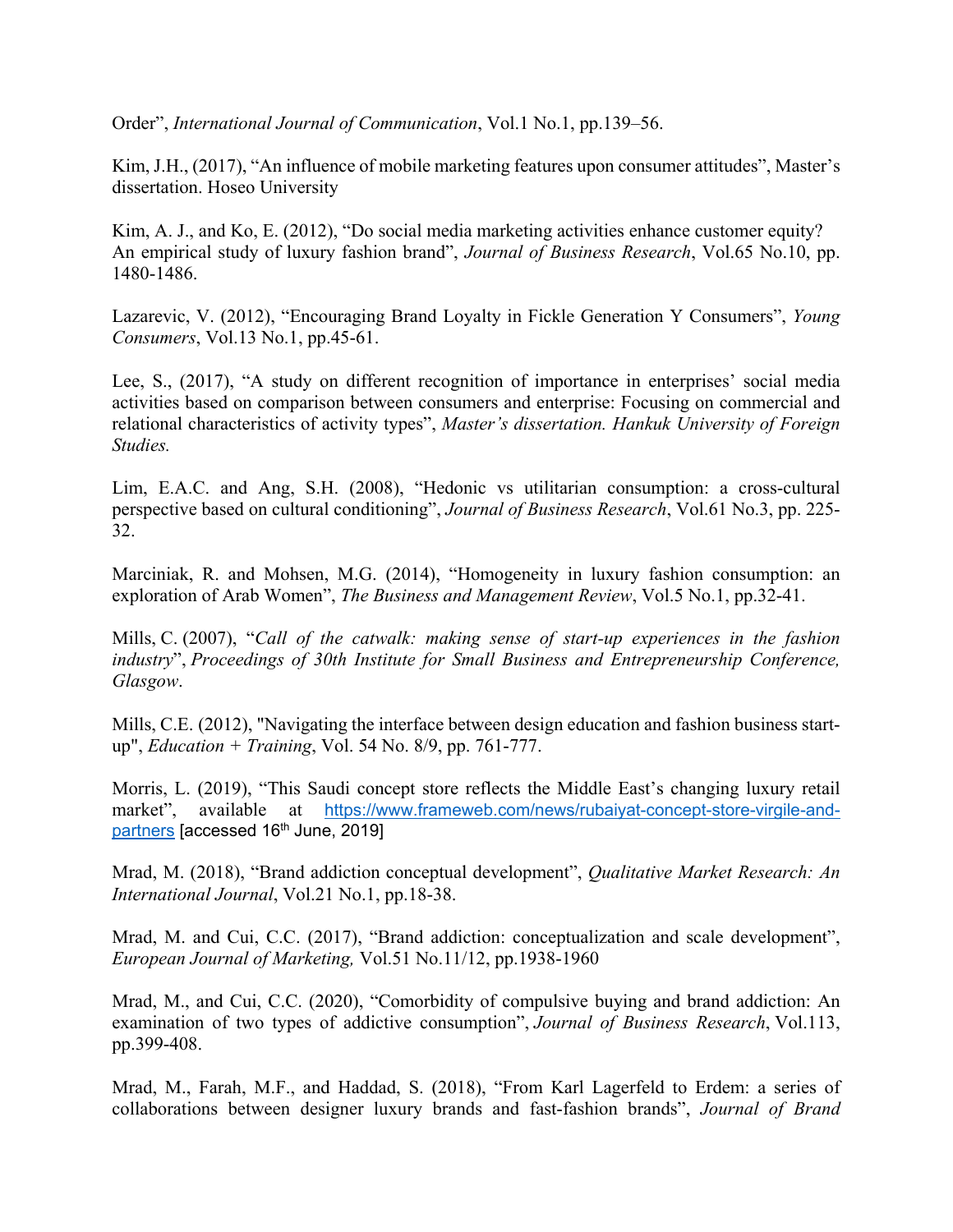Order", *International Journal of Communication*, Vol.1 No.1, pp.139–56.

Kim, J.H., (2017), "An influence of mobile marketing features upon consumer attitudes", Master's dissertation. Hoseo University

Kim, A. J., and Ko, E. (2012), "Do social media marketing activities enhance customer equity? An empirical study of luxury fashion brand", *Journal of Business Research*, Vol.65 No.10, pp. 1480-1486.

Lazarevic, V. (2012), "Encouraging Brand Loyalty in Fickle Generation Y Consumers", *Young Consumers*, Vol.13 No.1, pp.45-61.

Lee, S., (2017), "A study on different recognition of importance in enterprises' social media activities based on comparison between consumers and enterprise: Focusing on commercial and relational characteristics of activity types", *Master's dissertation. Hankuk University of Foreign Studies.*

Lim, E.A.C. and Ang, S.H. (2008), "Hedonic vs utilitarian consumption: a cross-cultural perspective based on cultural conditioning", *Journal of Business Research*, Vol.61 No.3, pp. 225-32.

Marciniak, R. and Mohsen, M.G. (2014), "Homogeneity in luxury fashion consumption: an exploration of Arab Women", *The Business and Management Review*, Vol.5 No.1, pp.32-41.

Mills, C. (2007), "*Call of the catwalk: making sense of start-up experiences in the fashion industry*", *Proceedings of 30th Institute for Small Business and Entrepreneurship Conference, Glasgow*.

Mills, C.E. (2012), "Navigating the interface between design education and fashion business start-up", *Education + Training*, Vol. 54 No. 8/9, pp. 761-777.

Morris, L. (2019), "This Saudi concept store reflects the Middle East's changing luxury retail market", available at https://www.frameweb.com/news/rubaiyat-concept-store-virgile-and-partners [accessed 16th June, 2019]

Mrad, M. (2018), "Brand addiction conceptual development", *Qualitative Market Research: An International Journal*, Vol.21 No.1, pp.18-38.

Mrad, M. and Cui, C.C. (2017), "Brand addiction: conceptualization and scale development", *European Journal of Marketing,* Vol.51 No.11/12, pp.1938-1960

Mrad, M., and Cui, C.C. (2020), "Comorbidity of compulsive buying and brand addiction: An examination of two types of addictive consumption", *Journal of Business Research*, Vol.113, pp.399-408.

Mrad, M., Farah, M.F., and Haddad, S. (2018), "From Karl Lagerfeld to Erdem: a series of collaborations between designer luxury brands and fast-fashion brands", *Journal of Brand*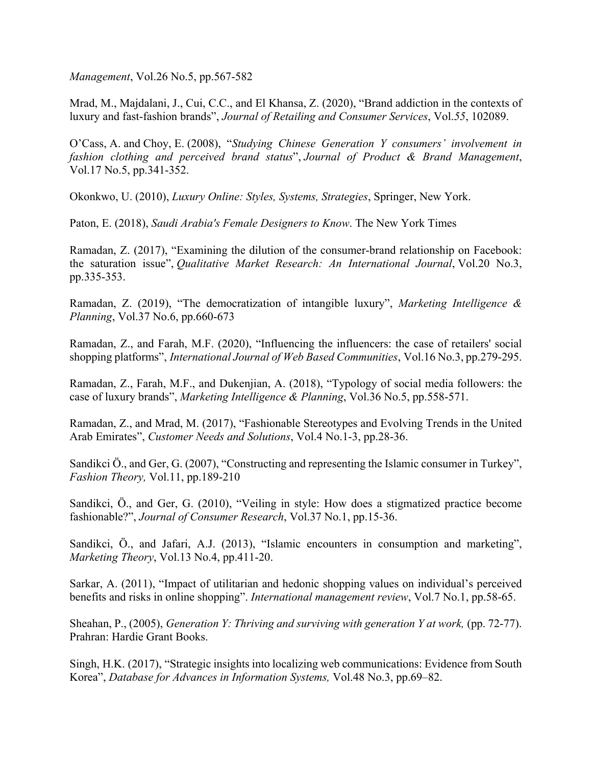*Management*, Vol.26 No.5, pp.567-582

Mrad, M., Majdalani, J., Cui, C.C., and El Khansa, Z. (2020), "Brand addiction in the contexts of luxury and fast-fashion brands", *Journal of Retailing and Consumer Services*, Vol.*55*, 102089.

O'Cass, A. and Choy, E. (2008), "*Studying Chinese Generation Y consumers' involvement in fashion clothing and perceived brand status*", *Journal of Product & Brand Management*, Vol.17 No.5, pp.341-352.

Okonkwo, U. (2010), *Luxury Online: Styles, Systems, Strategies*, Springer, New York.

Paton, E. (2018), *Saudi Arabia's Female Designers to Know*. The New York Times

Ramadan, Z. (2017), "Examining the dilution of the consumer-brand relationship on Facebook: the saturation issue", *Qualitative Market Research: An International Journal*, Vol.20 No.3, pp.335-353.

Ramadan, Z. (2019), "The democratization of intangible luxury", *Marketing Intelligence & Planning*, Vol.37 No.6, pp.660-673

Ramadan, Z., and Farah, M.F. (2020), "Influencing the influencers: the case of retailers' social shopping platforms", *International Journal of Web Based Communities*, Vol.16 No.3, pp.279-295.

Ramadan, Z., Farah, M.F., and Dukenjian, A. (2018), "Typology of social media followers: the case of luxury brands", *Marketing Intelligence & Planning*, Vol.36 No.5, pp.558-571.

Ramadan, Z., and Mrad, M. (2017), "Fashionable Stereotypes and Evolving Trends in the United Arab Emirates", *Customer Needs and Solutions*, Vol.4 No.1-3, pp.28-36.

Sandikci Ö., and Ger, G. (2007), "Constructing and representing the Islamic consumer in Turkey", *Fashion Theory,* Vol.11, pp.189-210

Sandikci, Ö., and Ger, G. (2010), "Veiling in style: How does a stigmatized practice become fashionable?", *Journal of Consumer Research*, Vol.37 No.1, pp.15-36.

Sandikci, Ö., and Jafari, A.J. (2013), "Islamic encounters in consumption and marketing", *Marketing Theory*, Vol.13 No.4, pp.411-20.

Sarkar, A. (2011), "Impact of utilitarian and hedonic shopping values on individual's perceived benefits and risks in online shopping". *International management review*, Vol.7 No.1, pp.58-65.

Sheahan, P., (2005), *Generation Y: Thriving and surviving with generation Y at work,* (pp. 72-77). Prahran: Hardie Grant Books.

Singh, H.K. (2017), "Strategic insights into localizing web communications: Evidence from South Korea", *Database for Advances in Information Systems,* Vol.48 No.3, pp.69–82.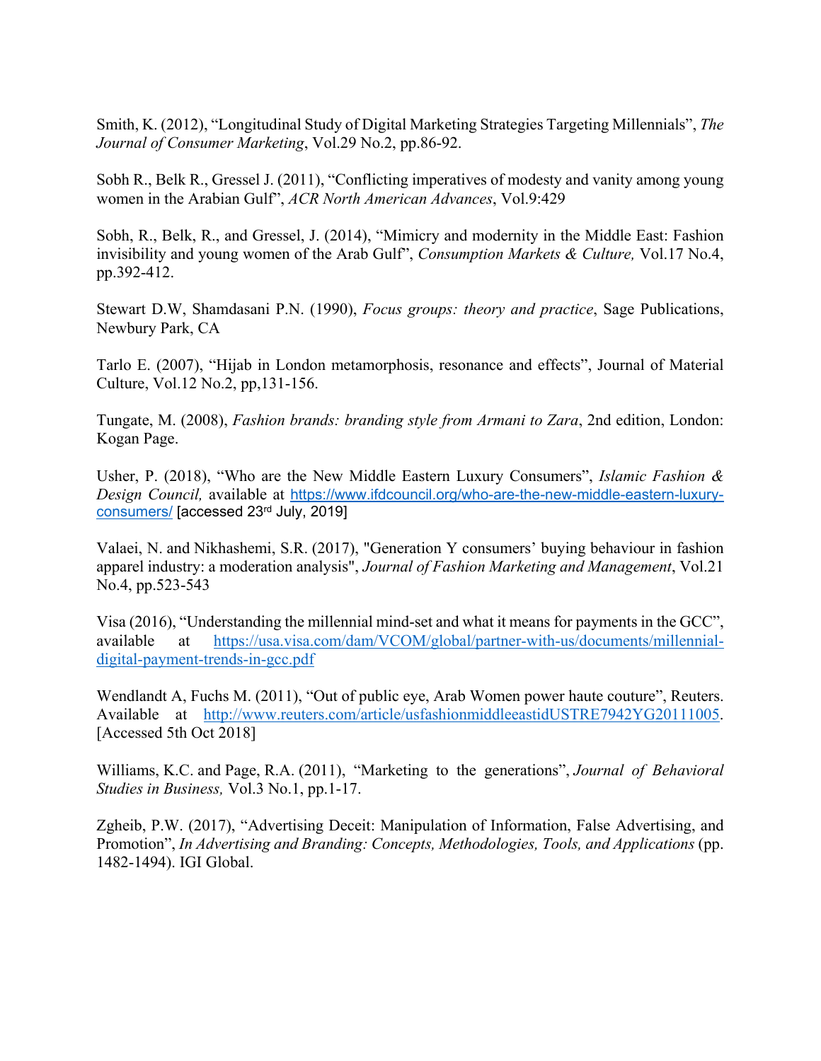Smith, K. (2012), "Longitudinal Study of Digital Marketing Strategies Targeting Millennials", *The Journal of Consumer Marketing*, Vol.29 No.2, pp.86-92.

Sobh R., Belk R., Gressel J. (2011), "Conflicting imperatives of modesty and vanity among young women in the Arabian Gulf", *ACR North American Advances*, Vol.9:429

Sobh, R., Belk, R., and Gressel, J. (2014), "Mimicry and modernity in the Middle East: Fashion invisibility and young women of the Arab Gulf", *Consumption Markets & Culture,* Vol.17 No.4, pp.392-412.

Stewart D.W, Shamdasani P.N. (1990), *Focus groups: theory and practice*, Sage Publications, Newbury Park, CA

Tarlo E. (2007), "Hijab in London metamorphosis, resonance and effects", Journal of Material Culture, Vol.12 No.2, pp,131-156.

Tungate, M. (2008), *Fashion brands: branding style from Armani to Zara*, 2nd edition, London: Kogan Page.

Usher, P. (2018), "Who are the New Middle Eastern Luxury Consumers", *Islamic Fashion & Design Council,* available at https://www.ifdcouncil.org/who-are-the-new-middle-eastern-luxury-consumers/ [accessed 23rd July, 2019]

Valaei, N. and Nikhashemi, S.R. (2017), "Generation Y consumers' buying behaviour in fashion apparel industry: a moderation analysis", *Journal of Fashion Marketing and Management*, Vol.21 No.4, pp.523-543

Visa (2016), "Understanding the millennial mind-set and what it means for payments in the GCC", available at https://usa.visa.com/dam/VCOM/global/partner-with-us/documents/millennial-digital-payment-trends-in-gcc.pdf

Wendlandt A, Fuchs M. (2011), "Out of public eye, Arab Women power haute couture", Reuters. Available at http://www.reuters.com/article/usfashionmiddleeastidUSTRE7942YG20111005. [Accessed 5th Oct 2018]

Williams, K.C. and Page, R.A. (2011), "Marketing to the generations", *Journal of Behavioral Studies in Business,* Vol.3 No.1, pp.1-17.

Zgheib, P.W. (2017), "Advertising Deceit: Manipulation of Information, False Advertising, and Promotion", *In Advertising and Branding: Concepts, Methodologies, Tools, and Applications* (pp. 1482-1494). IGI Global.